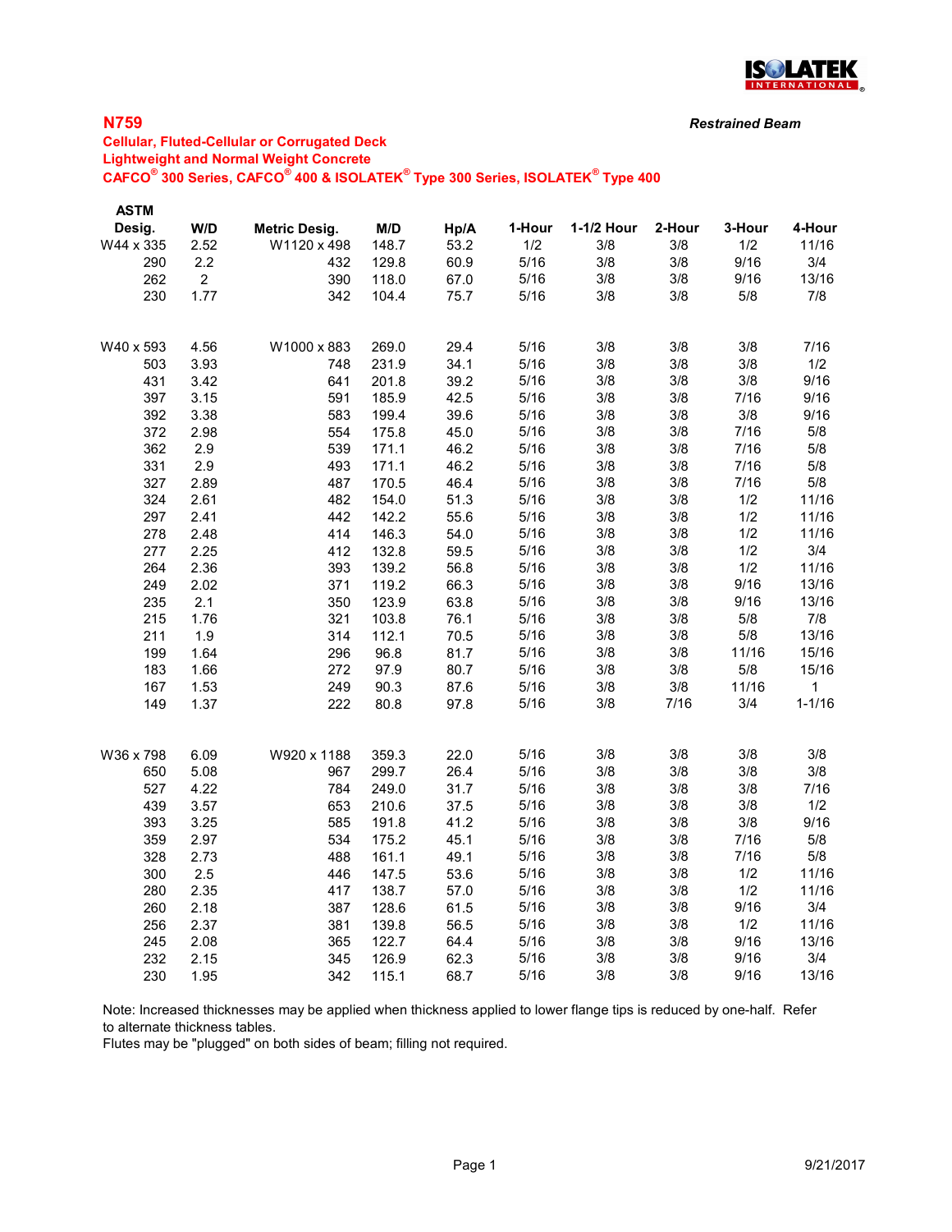# N759

*Restrained Beam*

## Cellular, Fluted-Cellular or Corrugated Deck
## Lightweight and Normal Weight Concrete
## CAFCO® 300 Series, CAFCO® 400 & ISOLATEK® Type 300 Series, ISOLATEK® Type 400

| ASTM Desig. | W/D | Metric Desig. | M/D | Hp/A | 1-Hour | 1-1/2 Hour | 2-Hour | 3-Hour | 4-Hour |
|---|---|---|---|---|---|---|---|---|---|
| W44 x 335 | 2.52 | W1120 x 498 | 148.7 | 53.2 | 1/2 | 3/8 | 3/8 | 1/2 | 11/16 |
| 290 | 2.2 | 432 | 129.8 | 60.9 | 5/16 | 3/8 | 3/8 | 9/16 | 3/4 |
| 262 | 2 | 390 | 118.0 | 67.0 | 5/16 | 3/8 | 3/8 | 9/16 | 13/16 |
| 230 | 1.77 | 342 | 104.4 | 75.7 | 5/16 | 3/8 | 3/8 | 5/8 | 7/8 |
| | | | | | | | | | |
| W40 x 593 | 4.56 | W1000 x 883 | 269.0 | 29.4 | 5/16 | 3/8 | 3/8 | 3/8 | 7/16 |
| 503 | 3.93 | 748 | 231.9 | 34.1 | 5/16 | 3/8 | 3/8 | 3/8 | 1/2 |
| 431 | 3.42 | 641 | 201.8 | 39.2 | 5/16 | 3/8 | 3/8 | 3/8 | 9/16 |
| 397 | 3.15 | 591 | 185.9 | 42.5 | 5/16 | 3/8 | 3/8 | 7/16 | 9/16 |
| 392 | 3.38 | 583 | 199.4 | 39.6 | 5/16 | 3/8 | 3/8 | 3/8 | 9/16 |
| 372 | 2.98 | 554 | 175.8 | 45.0 | 5/16 | 3/8 | 3/8 | 7/16 | 5/8 |
| 362 | 2.9 | 539 | 171.1 | 46.2 | 5/16 | 3/8 | 3/8 | 7/16 | 5/8 |
| 331 | 2.9 | 493 | 171.1 | 46.2 | 5/16 | 3/8 | 3/8 | 7/16 | 5/8 |
| 327 | 2.89 | 487 | 170.5 | 46.4 | 5/16 | 3/8 | 3/8 | 7/16 | 5/8 |
| 324 | 2.61 | 482 | 154.0 | 51.3 | 5/16 | 3/8 | 3/8 | 1/2 | 11/16 |
| 297 | 2.41 | 442 | 142.2 | 55.6 | 5/16 | 3/8 | 3/8 | 1/2 | 11/16 |
| 278 | 2.48 | 414 | 146.3 | 54.0 | 5/16 | 3/8 | 3/8 | 1/2 | 11/16 |
| 277 | 2.25 | 412 | 132.8 | 59.5 | 5/16 | 3/8 | 3/8 | 1/2 | 3/4 |
| 264 | 2.36 | 393 | 139.2 | 56.8 | 5/16 | 3/8 | 3/8 | 1/2 | 11/16 |
| 249 | 2.02 | 371 | 119.2 | 66.3 | 5/16 | 3/8 | 3/8 | 9/16 | 13/16 |
| 235 | 2.1 | 350 | 123.9 | 63.8 | 5/16 | 3/8 | 3/8 | 9/16 | 13/16 |
| 215 | 1.76 | 321 | 103.8 | 76.1 | 5/16 | 3/8 | 3/8 | 5/8 | 7/8 |
| 211 | 1.9 | 314 | 112.1 | 70.5 | 5/16 | 3/8 | 3/8 | 5/8 | 13/16 |
| 199 | 1.64 | 296 | 96.8 | 81.7 | 5/16 | 3/8 | 3/8 | 11/16 | 15/16 |
| 183 | 1.66 | 272 | 97.9 | 80.7 | 5/16 | 3/8 | 3/8 | 5/8 | 15/16 |
| 167 | 1.53 | 249 | 90.3 | 87.6 | 5/16 | 3/8 | 3/8 | 11/16 | 1 |
| 149 | 1.37 | 222 | 80.8 | 97.8 | 5/16 | 3/8 | 7/16 | 3/4 | 1-1/16 |
| | | | | | | | | | |
| W36 x 798 | 6.09 | W920 x 1188 | 359.3 | 22.0 | 5/16 | 3/8 | 3/8 | 3/8 | 3/8 |
| 650 | 5.08 | 967 | 299.7 | 26.4 | 5/16 | 3/8 | 3/8 | 3/8 | 3/8 |
| 527 | 4.22 | 784 | 249.0 | 31.7 | 5/16 | 3/8 | 3/8 | 3/8 | 7/16 |
| 439 | 3.57 | 653 | 210.6 | 37.5 | 5/16 | 3/8 | 3/8 | 3/8 | 1/2 |
| 393 | 3.25 | 585 | 191.8 | 41.2 | 5/16 | 3/8 | 3/8 | 3/8 | 9/16 |
| 359 | 2.97 | 534 | 175.2 | 45.1 | 5/16 | 3/8 | 3/8 | 7/16 | 5/8 |
| 328 | 2.73 | 488 | 161.1 | 49.1 | 5/16 | 3/8 | 3/8 | 7/16 | 5/8 |
| 300 | 2.5 | 446 | 147.5 | 53.6 | 5/16 | 3/8 | 3/8 | 1/2 | 11/16 |
| 280 | 2.35 | 417 | 138.7 | 57.0 | 5/16 | 3/8 | 3/8 | 1/2 | 11/16 |
| 260 | 2.18 | 387 | 128.6 | 61.5 | 5/16 | 3/8 | 3/8 | 9/16 | 3/4 |
| 256 | 2.37 | 381 | 139.8 | 56.5 | 5/16 | 3/8 | 3/8 | 1/2 | 11/16 |
| 245 | 2.08 | 365 | 122.7 | 64.4 | 5/16 | 3/8 | 3/8 | 9/16 | 13/16 |
| 232 | 2.15 | 345 | 126.9 | 62.3 | 5/16 | 3/8 | 3/8 | 9/16 | 3/4 |
| 230 | 1.95 | 342 | 115.1 | 68.7 | 5/16 | 3/8 | 3/8 | 9/16 | 13/16 |

Note: Increased thicknesses may be applied when thickness applied to lower flange tips is reduced by one-half. Refer to alternate thickness tables.
Flutes may be "plugged" on both sides of beam; filling not required.

9/21/2017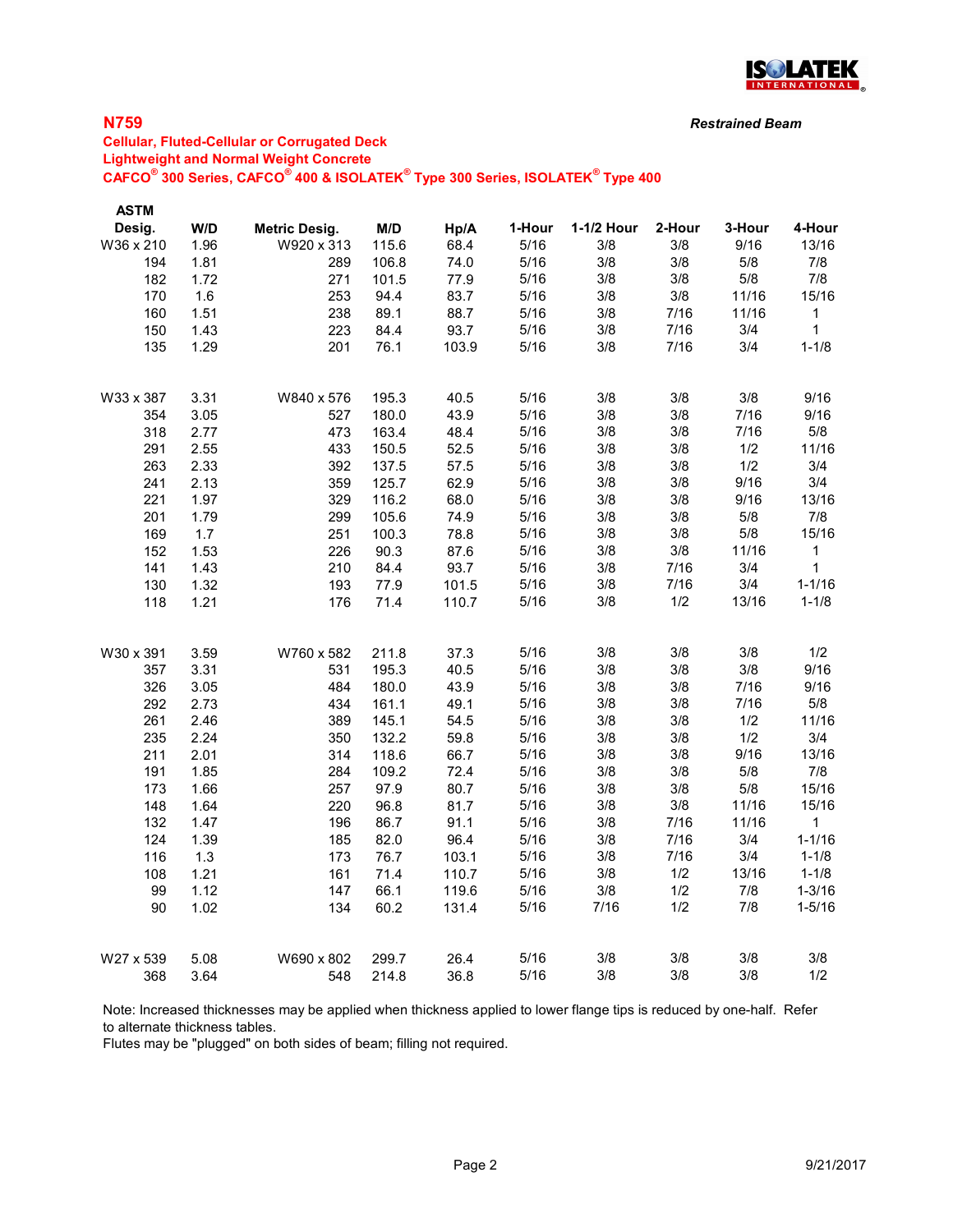## N759

***Restrained Beam***

**Cellular, Fluted-Cellular or Corrugated Deck**
**Lightweight and Normal Weight Concrete**
**CAFCO® 300 Series, CAFCO® 400 & ISOLATEK® Type 300 Series, ISOLATEK® Type 400**

| ASTM Desig. | W/D | Metric Desig. | M/D | Hp/A | 1-Hour | 1-1/2 Hour | 2-Hour | 3-Hour | 4-Hour |
|---|---|---|---|---|---|---|---|---|---|
| W36 x 210 | 1.96 | W920 x 313 | 115.6 | 68.4 | 5/16 | 3/8 | 3/8 | 9/16 | 13/16 |
| 194 | 1.81 | 289 | 106.8 | 74.0 | 5/16 | 3/8 | 3/8 | 5/8 | 7/8 |
| 182 | 1.72 | 271 | 101.5 | 77.9 | 5/16 | 3/8 | 3/8 | 5/8 | 7/8 |
| 170 | 1.6 | 253 | 94.4 | 83.7 | 5/16 | 3/8 | 3/8 | 11/16 | 15/16 |
| 160 | 1.51 | 238 | 89.1 | 88.7 | 5/16 | 3/8 | 7/16 | 11/16 | 1 |
| 150 | 1.43 | 223 | 84.4 | 93.7 | 5/16 | 3/8 | 7/16 | 3/4 | 1 |
| 135 | 1.29 | 201 | 76.1 | 103.9 | 5/16 | 3/8 | 7/16 | 3/4 | 1-1/8 |
| | | | | | | | | | |
| W33 x 387 | 3.31 | W840 x 576 | 195.3 | 40.5 | 5/16 | 3/8 | 3/8 | 3/8 | 9/16 |
| 354 | 3.05 | 527 | 180.0 | 43.9 | 5/16 | 3/8 | 3/8 | 7/16 | 9/16 |
| 318 | 2.77 | 473 | 163.4 | 48.4 | 5/16 | 3/8 | 3/8 | 7/16 | 5/8 |
| 291 | 2.55 | 433 | 150.5 | 52.5 | 5/16 | 3/8 | 3/8 | 1/2 | 11/16 |
| 263 | 2.33 | 392 | 137.5 | 57.5 | 5/16 | 3/8 | 3/8 | 1/2 | 3/4 |
| 241 | 2.13 | 359 | 125.7 | 62.9 | 5/16 | 3/8 | 3/8 | 9/16 | 3/4 |
| 221 | 1.97 | 329 | 116.2 | 68.0 | 5/16 | 3/8 | 3/8 | 9/16 | 13/16 |
| 201 | 1.79 | 299 | 105.6 | 74.9 | 5/16 | 3/8 | 3/8 | 5/8 | 7/8 |
| 169 | 1.7 | 251 | 100.3 | 78.8 | 5/16 | 3/8 | 3/8 | 5/8 | 15/16 |
| 152 | 1.53 | 226 | 90.3 | 87.6 | 5/16 | 3/8 | 3/8 | 11/16 | 1 |
| 141 | 1.43 | 210 | 84.4 | 93.7 | 5/16 | 3/8 | 7/16 | 3/4 | 1 |
| 130 | 1.32 | 193 | 77.9 | 101.5 | 5/16 | 3/8 | 7/16 | 3/4 | 1-1/16 |
| 118 | 1.21 | 176 | 71.4 | 110.7 | 5/16 | 3/8 | 1/2 | 13/16 | 1-1/8 |
| | | | | | | | | | |
| W30 x 391 | 3.59 | W760 x 582 | 211.8 | 37.3 | 5/16 | 3/8 | 3/8 | 3/8 | 1/2 |
| 357 | 3.31 | 531 | 195.3 | 40.5 | 5/16 | 3/8 | 3/8 | 3/8 | 9/16 |
| 326 | 3.05 | 484 | 180.0 | 43.9 | 5/16 | 3/8 | 3/8 | 7/16 | 9/16 |
| 292 | 2.73 | 434 | 161.1 | 49.1 | 5/16 | 3/8 | 3/8 | 7/16 | 5/8 |
| 261 | 2.46 | 389 | 145.1 | 54.5 | 5/16 | 3/8 | 3/8 | 1/2 | 11/16 |
| 235 | 2.24 | 350 | 132.2 | 59.8 | 5/16 | 3/8 | 3/8 | 1/2 | 3/4 |
| 211 | 2.01 | 314 | 118.6 | 66.7 | 5/16 | 3/8 | 3/8 | 9/16 | 13/16 |
| 191 | 1.85 | 284 | 109.2 | 72.4 | 5/16 | 3/8 | 3/8 | 5/8 | 7/8 |
| 173 | 1.66 | 257 | 97.9 | 80.7 | 5/16 | 3/8 | 3/8 | 5/8 | 15/16 |
| 148 | 1.64 | 220 | 96.8 | 81.7 | 5/16 | 3/8 | 3/8 | 11/16 | 15/16 |
| 132 | 1.47 | 196 | 86.7 | 91.1 | 5/16 | 3/8 | 7/16 | 11/16 | 1 |
| 124 | 1.39 | 185 | 82.0 | 96.4 | 5/16 | 3/8 | 7/16 | 3/4 | 1-1/16 |
| 116 | 1.3 | 173 | 76.7 | 103.1 | 5/16 | 3/8 | 7/16 | 3/4 | 1-1/8 |
| 108 | 1.21 | 161 | 71.4 | 110.7 | 5/16 | 3/8 | 1/2 | 13/16 | 1-1/8 |
| 99 | 1.12 | 147 | 66.1 | 119.6 | 5/16 | 3/8 | 1/2 | 7/8 | 1-3/16 |
| 90 | 1.02 | 134 | 60.2 | 131.4 | 5/16 | 7/16 | 1/2 | 7/8 | 1-5/16 |
| | | | | | | | | | |
| W27 x 539 | 5.08 | W690 x 802 | 299.7 | 26.4 | 5/16 | 3/8 | 3/8 | 3/8 | 3/8 |
| 368 | 3.64 | 548 | 214.8 | 36.8 | 5/16 | 3/8 | 3/8 | 3/8 | 1/2 |

Note: Increased thicknesses may be applied when thickness applied to lower flange tips is reduced by one-half. Refer to alternate thickness tables.
Flutes may be "plugged" on both sides of beam; filling not required.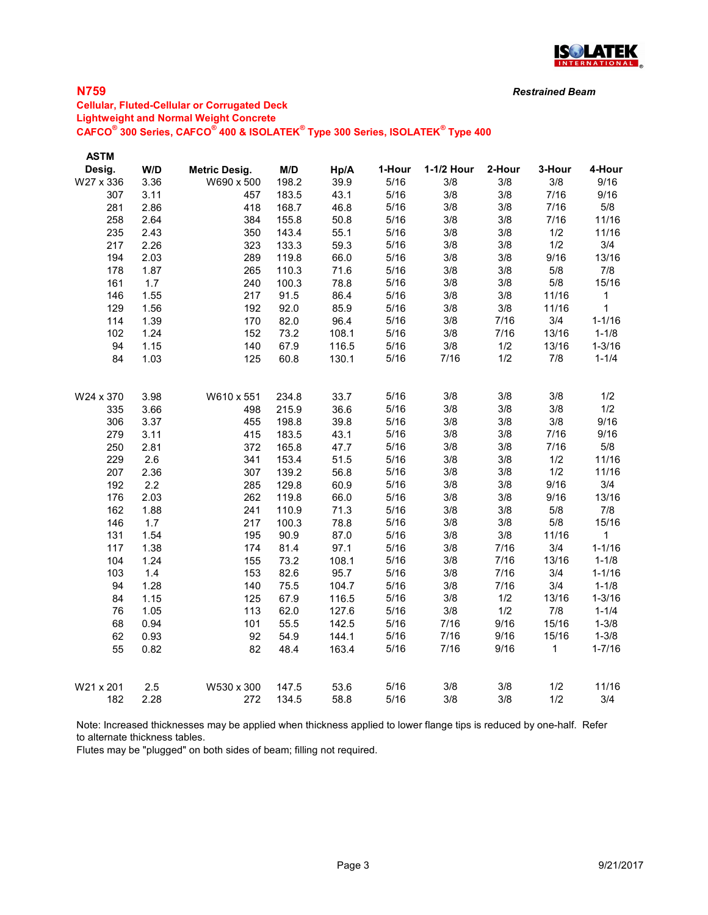## N759

*Restrained Beam*

**Cellular, Fluted-Cellular or Corrugated Deck**
**Lightweight and Normal Weight Concrete**
**CAFCO® 300 Series, CAFCO® 400 & ISOLATEK® Type 300 Series, ISOLATEK® Type 400**

| ASTM Desig. | W/D | Metric Desig. | M/D | Hp/A | 1-Hour | 1-1/2 Hour | 2-Hour | 3-Hour | 4-Hour |
|---|---|---|---|---|---|---|---|---|---|
| W27 x 336 | 3.36 | W690 x 500 | 198.2 | 39.9 | 5/16 | 3/8 | 3/8 | 3/8 | 9/16 |
| 307 | 3.11 | 457 | 183.5 | 43.1 | 5/16 | 3/8 | 3/8 | 7/16 | 9/16 |
| 281 | 2.86 | 418 | 168.7 | 46.8 | 5/16 | 3/8 | 3/8 | 7/16 | 5/8 |
| 258 | 2.64 | 384 | 155.8 | 50.8 | 5/16 | 3/8 | 3/8 | 7/16 | 11/16 |
| 235 | 2.43 | 350 | 143.4 | 55.1 | 5/16 | 3/8 | 3/8 | 1/2 | 11/16 |
| 217 | 2.26 | 323 | 133.3 | 59.3 | 5/16 | 3/8 | 3/8 | 1/2 | 3/4 |
| 194 | 2.03 | 289 | 119.8 | 66.0 | 5/16 | 3/8 | 3/8 | 9/16 | 13/16 |
| 178 | 1.87 | 265 | 110.3 | 71.6 | 5/16 | 3/8 | 3/8 | 5/8 | 7/8 |
| 161 | 1.7 | 240 | 100.3 | 78.8 | 5/16 | 3/8 | 3/8 | 5/8 | 15/16 |
| 146 | 1.55 | 217 | 91.5 | 86.4 | 5/16 | 3/8 | 3/8 | 11/16 | 1 |
| 129 | 1.56 | 192 | 92.0 | 85.9 | 5/16 | 3/8 | 3/8 | 11/16 | 1 |
| 114 | 1.39 | 170 | 82.0 | 96.4 | 5/16 | 3/8 | 7/16 | 3/4 | 1-1/16 |
| 102 | 1.24 | 152 | 73.2 | 108.1 | 5/16 | 3/8 | 7/16 | 13/16 | 1-1/8 |
| 94 | 1.15 | 140 | 67.9 | 116.5 | 5/16 | 3/8 | 1/2 | 13/16 | 1-3/16 |
| 84 | 1.03 | 125 | 60.8 | 130.1 | 5/16 | 7/16 | 1/2 | 7/8 | 1-1/4 |
| | | | | | | | | | |
| W24 x 370 | 3.98 | W610 x 551 | 234.8 | 33.7 | 5/16 | 3/8 | 3/8 | 3/8 | 1/2 |
| 335 | 3.66 | 498 | 215.9 | 36.6 | 5/16 | 3/8 | 3/8 | 3/8 | 1/2 |
| 306 | 3.37 | 455 | 198.8 | 39.8 | 5/16 | 3/8 | 3/8 | 3/8 | 9/16 |
| 279 | 3.11 | 415 | 183.5 | 43.1 | 5/16 | 3/8 | 3/8 | 7/16 | 9/16 |
| 250 | 2.81 | 372 | 165.8 | 47.7 | 5/16 | 3/8 | 3/8 | 7/16 | 5/8 |
| 229 | 2.6 | 341 | 153.4 | 51.5 | 5/16 | 3/8 | 3/8 | 1/2 | 11/16 |
| 207 | 2.36 | 307 | 139.2 | 56.8 | 5/16 | 3/8 | 3/8 | 1/2 | 11/16 |
| 192 | 2.2 | 285 | 129.8 | 60.9 | 5/16 | 3/8 | 3/8 | 9/16 | 3/4 |
| 176 | 2.03 | 262 | 119.8 | 66.0 | 5/16 | 3/8 | 3/8 | 9/16 | 13/16 |
| 162 | 1.88 | 241 | 110.9 | 71.3 | 5/16 | 3/8 | 3/8 | 5/8 | 7/8 |
| 146 | 1.7 | 217 | 100.3 | 78.8 | 5/16 | 3/8 | 3/8 | 5/8 | 15/16 |
| 131 | 1.54 | 195 | 90.9 | 87.0 | 5/16 | 3/8 | 3/8 | 11/16 | 1 |
| 117 | 1.38 | 174 | 81.4 | 97.1 | 5/16 | 3/8 | 7/16 | 3/4 | 1-1/16 |
| 104 | 1.24 | 155 | 73.2 | 108.1 | 5/16 | 3/8 | 7/16 | 13/16 | 1-1/8 |
| 103 | 1.4 | 153 | 82.6 | 95.7 | 5/16 | 3/8 | 7/16 | 3/4 | 1-1/16 |
| 94 | 1.28 | 140 | 75.5 | 104.7 | 5/16 | 3/8 | 7/16 | 3/4 | 1-1/8 |
| 84 | 1.15 | 125 | 67.9 | 116.5 | 5/16 | 3/8 | 1/2 | 13/16 | 1-3/16 |
| 76 | 1.05 | 113 | 62.0 | 127.6 | 5/16 | 3/8 | 1/2 | 7/8 | 1-1/4 |
| 68 | 0.94 | 101 | 55.5 | 142.5 | 5/16 | 7/16 | 9/16 | 15/16 | 1-3/8 |
| 62 | 0.93 | 92 | 54.9 | 144.1 | 5/16 | 7/16 | 9/16 | 15/16 | 1-3/8 |
| 55 | 0.82 | 82 | 48.4 | 163.4 | 5/16 | 7/16 | 9/16 | 1 | 1-7/16 |
| | | | | | | | | | |
| W21 x 201 | 2.5 | W530 x 300 | 147.5 | 53.6 | 5/16 | 3/8 | 3/8 | 1/2 | 11/16 |
| 182 | 2.28 | 272 | 134.5 | 58.8 | 5/16 | 3/8 | 3/8 | 1/2 | 3/4 |

Note: Increased thicknesses may be applied when thickness applied to lower flange tips is reduced by one-half. Refer to alternate thickness tables.
Flutes may be "plugged" on both sides of beam; filling not required.

9/21/2017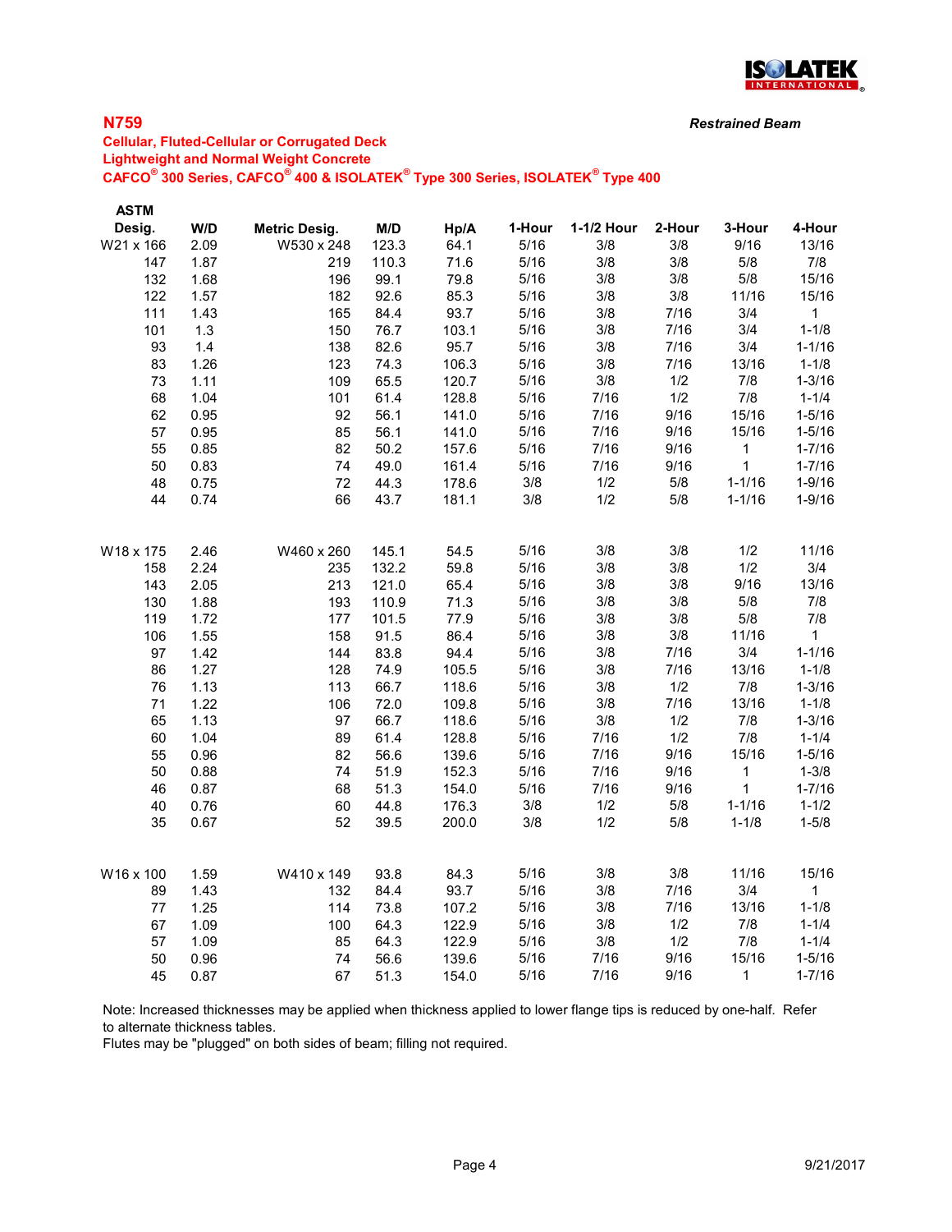## N759

*Restrained Beam*

**Cellular, Fluted-Cellular or Corrugated Deck**
**Lightweight and Normal Weight Concrete**
**CAFCO® 300 Series, CAFCO® 400 & ISOLATEK® Type 300 Series, ISOLATEK® Type 400**

| ASTM Desig. | W/D | Metric Desig. | M/D | Hp/A | 1-Hour | 1-1/2 Hour | 2-Hour | 3-Hour | 4-Hour |
|---|---|---|---|---|---|---|---|---|---|
| W21 x 166 | 2.09 | W530 x 248 | 123.3 | 64.1 | 5/16 | 3/8 | 3/8 | 9/16 | 13/16 |
| 147 | 1.87 | 219 | 110.3 | 71.6 | 5/16 | 3/8 | 3/8 | 5/8 | 7/8 |
| 132 | 1.68 | 196 | 99.1 | 79.8 | 5/16 | 3/8 | 3/8 | 5/8 | 15/16 |
| 122 | 1.57 | 182 | 92.6 | 85.3 | 5/16 | 3/8 | 3/8 | 11/16 | 15/16 |
| 111 | 1.43 | 165 | 84.4 | 93.7 | 5/16 | 3/8 | 7/16 | 3/4 | 1 |
| 101 | 1.3 | 150 | 76.7 | 103.1 | 5/16 | 3/8 | 7/16 | 3/4 | 1-1/8 |
| 93 | 1.4 | 138 | 82.6 | 95.7 | 5/16 | 3/8 | 7/16 | 3/4 | 1-1/16 |
| 83 | 1.26 | 123 | 74.3 | 106.3 | 5/16 | 3/8 | 7/16 | 13/16 | 1-1/8 |
| 73 | 1.11 | 109 | 65.5 | 120.7 | 5/16 | 3/8 | 1/2 | 7/8 | 1-3/16 |
| 68 | 1.04 | 101 | 61.4 | 128.8 | 5/16 | 7/16 | 1/2 | 7/8 | 1-1/4 |
| 62 | 0.95 | 92 | 56.1 | 141.0 | 5/16 | 7/16 | 9/16 | 15/16 | 1-5/16 |
| 57 | 0.95 | 85 | 56.1 | 141.0 | 5/16 | 7/16 | 9/16 | 15/16 | 1-5/16 |
| 55 | 0.85 | 82 | 50.2 | 157.6 | 5/16 | 7/16 | 9/16 | 1 | 1-7/16 |
| 50 | 0.83 | 74 | 49.0 | 161.4 | 5/16 | 7/16 | 9/16 | 1 | 1-7/16 |
| 48 | 0.75 | 72 | 44.3 | 178.6 | 3/8 | 1/2 | 5/8 | 1-1/16 | 1-9/16 |
| 44 | 0.74 | 66 | 43.7 | 181.1 | 3/8 | 1/2 | 5/8 | 1-1/16 | 1-9/16 |
| | | | | | | | | | |
| W18 x 175 | 2.46 | W460 x 260 | 145.1 | 54.5 | 5/16 | 3/8 | 3/8 | 1/2 | 11/16 |
| 158 | 2.24 | 235 | 132.2 | 59.8 | 5/16 | 3/8 | 3/8 | 1/2 | 3/4 |
| 143 | 2.05 | 213 | 121.0 | 65.4 | 5/16 | 3/8 | 3/8 | 9/16 | 13/16 |
| 130 | 1.88 | 193 | 110.9 | 71.3 | 5/16 | 3/8 | 3/8 | 5/8 | 7/8 |
| 119 | 1.72 | 177 | 101.5 | 77.9 | 5/16 | 3/8 | 3/8 | 5/8 | 7/8 |
| 106 | 1.55 | 158 | 91.5 | 86.4 | 5/16 | 3/8 | 3/8 | 11/16 | 1 |
| 97 | 1.42 | 144 | 83.8 | 94.4 | 5/16 | 3/8 | 7/16 | 3/4 | 1-1/16 |
| 86 | 1.27 | 128 | 74.9 | 105.5 | 5/16 | 3/8 | 7/16 | 13/16 | 1-1/8 |
| 76 | 1.13 | 113 | 66.7 | 118.6 | 5/16 | 3/8 | 1/2 | 7/8 | 1-3/16 |
| 71 | 1.22 | 106 | 72.0 | 109.8 | 5/16 | 3/8 | 7/16 | 13/16 | 1-1/8 |
| 65 | 1.13 | 97 | 66.7 | 118.6 | 5/16 | 3/8 | 1/2 | 7/8 | 1-3/16 |
| 60 | 1.04 | 89 | 61.4 | 128.8 | 5/16 | 7/16 | 1/2 | 7/8 | 1-1/4 |
| 55 | 0.96 | 82 | 56.6 | 139.6 | 5/16 | 7/16 | 9/16 | 15/16 | 1-5/16 |
| 50 | 0.88 | 74 | 51.9 | 152.3 | 5/16 | 7/16 | 9/16 | 1 | 1-3/8 |
| 46 | 0.87 | 68 | 51.3 | 154.0 | 5/16 | 7/16 | 9/16 | 1 | 1-7/16 |
| 40 | 0.76 | 60 | 44.8 | 176.3 | 3/8 | 1/2 | 5/8 | 1-1/16 | 1-1/2 |
| 35 | 0.67 | 52 | 39.5 | 200.0 | 3/8 | 1/2 | 5/8 | 1-1/8 | 1-5/8 |
| | | | | | | | | | |
| W16 x 100 | 1.59 | W410 x 149 | 93.8 | 84.3 | 5/16 | 3/8 | 3/8 | 11/16 | 15/16 |
| 89 | 1.43 | 132 | 84.4 | 93.7 | 5/16 | 3/8 | 7/16 | 3/4 | 1 |
| 77 | 1.25 | 114 | 73.8 | 107.2 | 5/16 | 3/8 | 7/16 | 13/16 | 1-1/8 |
| 67 | 1.09 | 100 | 64.3 | 122.9 | 5/16 | 3/8 | 1/2 | 7/8 | 1-1/4 |
| 57 | 1.09 | 85 | 64.3 | 122.9 | 5/16 | 3/8 | 1/2 | 7/8 | 1-1/4 |
| 50 | 0.96 | 74 | 56.6 | 139.6 | 5/16 | 7/16 | 9/16 | 15/16 | 1-5/16 |
| 45 | 0.87 | 67 | 51.3 | 154.0 | 5/16 | 7/16 | 9/16 | 1 | 1-7/16 |

Note: Increased thicknesses may be applied when thickness applied to lower flange tips is reduced by one-half. Refer to alternate thickness tables.
Flutes may be "plugged" on both sides of beam; filling not required.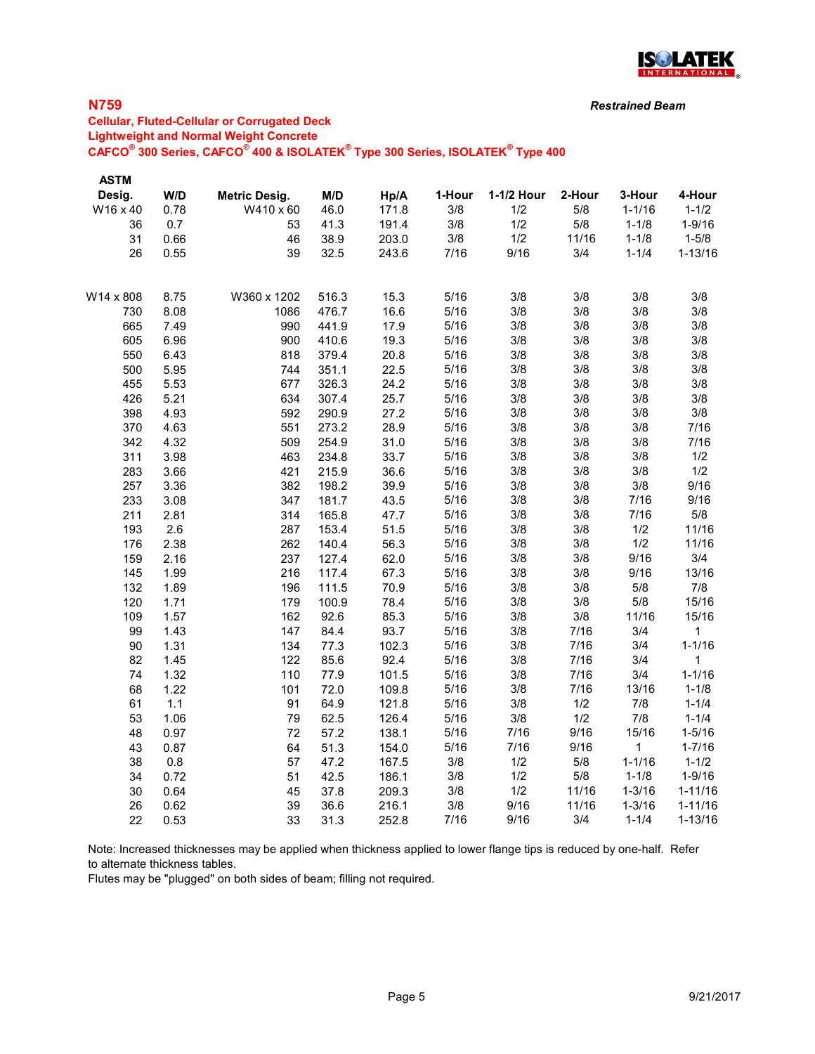## N759

*Restrained Beam*

**Cellular, Fluted-Cellular or Corrugated Deck**
**Lightweight and Normal Weight Concrete**
**CAFCO® 300 Series, CAFCO® 400 & ISOLATEK® Type 300 Series, ISOLATEK® Type 400**

| ASTM Desig. | W/D | Metric Desig. | M/D | Hp/A | 1-Hour | 1-1/2 Hour | 2-Hour | 3-Hour | 4-Hour |
|---|---|---|---|---|---|---|---|---|---|
| W16 x 40 | 0.78 | W410 x 60 | 46.0 | 171.8 | 3/8 | 1/2 | 5/8 | 1-1/16 | 1-1/2 |
| 36 | 0.7 | 53 | 41.3 | 191.4 | 3/8 | 1/2 | 5/8 | 1-1/8 | 1-9/16 |
| 31 | 0.66 | 46 | 38.9 | 203.0 | 3/8 | 1/2 | 11/16 | 1-1/8 | 1-5/8 |
| 26 | 0.55 | 39 | 32.5 | 243.6 | 7/16 | 9/16 | 3/4 | 1-1/4 | 1-13/16 |
| | | | | | | | | | |
| W14 x 808 | 8.75 | W360 x 1202 | 516.3 | 15.3 | 5/16 | 3/8 | 3/8 | 3/8 | 3/8 |
| 730 | 8.08 | 1086 | 476.7 | 16.6 | 5/16 | 3/8 | 3/8 | 3/8 | 3/8 |
| 665 | 7.49 | 990 | 441.9 | 17.9 | 5/16 | 3/8 | 3/8 | 3/8 | 3/8 |
| 605 | 6.96 | 900 | 410.6 | 19.3 | 5/16 | 3/8 | 3/8 | 3/8 | 3/8 |
| 550 | 6.43 | 818 | 379.4 | 20.8 | 5/16 | 3/8 | 3/8 | 3/8 | 3/8 |
| 500 | 5.95 | 744 | 351.1 | 22.5 | 5/16 | 3/8 | 3/8 | 3/8 | 3/8 |
| 455 | 5.53 | 677 | 326.3 | 24.2 | 5/16 | 3/8 | 3/8 | 3/8 | 3/8 |
| 426 | 5.21 | 634 | 307.4 | 25.7 | 5/16 | 3/8 | 3/8 | 3/8 | 3/8 |
| 398 | 4.93 | 592 | 290.9 | 27.2 | 5/16 | 3/8 | 3/8 | 3/8 | 3/8 |
| 370 | 4.63 | 551 | 273.2 | 28.9 | 5/16 | 3/8 | 3/8 | 3/8 | 7/16 |
| 342 | 4.32 | 509 | 254.9 | 31.0 | 5/16 | 3/8 | 3/8 | 3/8 | 7/16 |
| 311 | 3.98 | 463 | 234.8 | 33.7 | 5/16 | 3/8 | 3/8 | 3/8 | 1/2 |
| 283 | 3.66 | 421 | 215.9 | 36.6 | 5/16 | 3/8 | 3/8 | 3/8 | 1/2 |
| 257 | 3.36 | 382 | 198.2 | 39.9 | 5/16 | 3/8 | 3/8 | 3/8 | 9/16 |
| 233 | 3.08 | 347 | 181.7 | 43.5 | 5/16 | 3/8 | 3/8 | 7/16 | 9/16 |
| 211 | 2.81 | 314 | 165.8 | 47.7 | 5/16 | 3/8 | 3/8 | 7/16 | 5/8 |
| 193 | 2.6 | 287 | 153.4 | 51.5 | 5/16 | 3/8 | 3/8 | 1/2 | 11/16 |
| 176 | 2.38 | 262 | 140.4 | 56.3 | 5/16 | 3/8 | 3/8 | 1/2 | 11/16 |
| 159 | 2.16 | 237 | 127.4 | 62.0 | 5/16 | 3/8 | 3/8 | 9/16 | 3/4 |
| 145 | 1.99 | 216 | 117.4 | 67.3 | 5/16 | 3/8 | 3/8 | 9/16 | 13/16 |
| 132 | 1.89 | 196 | 111.5 | 70.9 | 5/16 | 3/8 | 3/8 | 5/8 | 7/8 |
| 120 | 1.71 | 179 | 100.9 | 78.4 | 5/16 | 3/8 | 3/8 | 5/8 | 15/16 |
| 109 | 1.57 | 162 | 92.6 | 85.3 | 5/16 | 3/8 | 3/8 | 11/16 | 15/16 |
| 99 | 1.43 | 147 | 84.4 | 93.7 | 5/16 | 3/8 | 7/16 | 3/4 | 1 |
| 90 | 1.31 | 134 | 77.3 | 102.3 | 5/16 | 3/8 | 7/16 | 3/4 | 1-1/16 |
| 82 | 1.45 | 122 | 85.6 | 92.4 | 5/16 | 3/8 | 7/16 | 3/4 | 1 |
| 74 | 1.32 | 110 | 77.9 | 101.5 | 5/16 | 3/8 | 7/16 | 3/4 | 1-1/16 |
| 68 | 1.22 | 101 | 72.0 | 109.8 | 5/16 | 3/8 | 7/16 | 13/16 | 1-1/8 |
| 61 | 1.1 | 91 | 64.9 | 121.8 | 5/16 | 3/8 | 1/2 | 7/8 | 1-1/4 |
| 53 | 1.06 | 79 | 62.5 | 126.4 | 5/16 | 3/8 | 1/2 | 7/8 | 1-1/4 |
| 48 | 0.97 | 72 | 57.2 | 138.1 | 5/16 | 7/16 | 9/16 | 15/16 | 1-5/16 |
| 43 | 0.87 | 64 | 51.3 | 154.0 | 5/16 | 7/16 | 9/16 | 1 | 1-7/16 |
| 38 | 0.8 | 57 | 47.2 | 167.5 | 3/8 | 1/2 | 5/8 | 1-1/16 | 1-1/2 |
| 34 | 0.72 | 51 | 42.5 | 186.1 | 3/8 | 1/2 | 5/8 | 1-1/8 | 1-9/16 |
| 30 | 0.64 | 45 | 37.8 | 209.3 | 3/8 | 1/2 | 11/16 | 1-3/16 | 1-11/16 |
| 26 | 0.62 | 39 | 36.6 | 216.1 | 3/8 | 9/16 | 11/16 | 1-3/16 | 1-11/16 |
| 22 | 0.53 | 33 | 31.3 | 252.8 | 7/16 | 9/16 | 3/4 | 1-1/4 | 1-13/16 |

Note: Increased thicknesses may be applied when thickness applied to lower flange tips is reduced by one-half. Refer to alternate thickness tables.
Flutes may be "plugged" on both sides of beam; filling not required.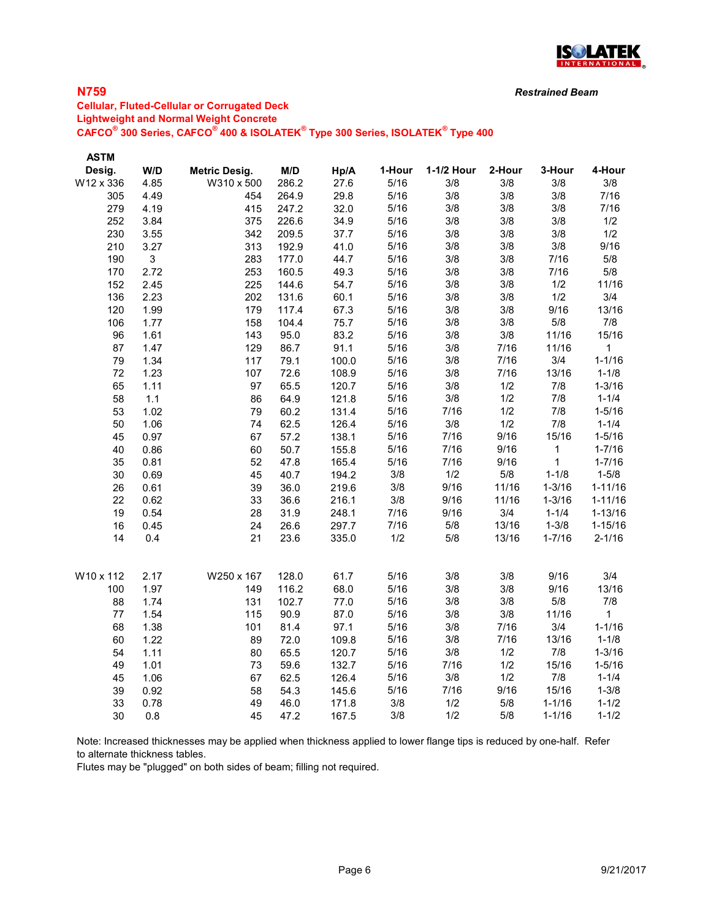## N759

*Restrained Beam*

**Cellular, Fluted-Cellular or Corrugated Deck**
**Lightweight and Normal Weight Concrete**
**CAFCO® 300 Series, CAFCO® 400 & ISOLATEK® Type 300 Series, ISOLATEK® Type 400**

| ASTM Desig. | W/D | Metric Desig. | M/D | Hp/A | 1-Hour | 1-1/2 Hour | 2-Hour | 3-Hour | 4-Hour |
|---|---|---|---|---|---|---|---|---|---|
| W12 x 336 | 4.85 | W310 x 500 | 286.2 | 27.6 | 5/16 | 3/8 | 3/8 | 3/8 | 3/8 |
| 305 | 4.49 | 454 | 264.9 | 29.8 | 5/16 | 3/8 | 3/8 | 3/8 | 7/16 |
| 279 | 4.19 | 415 | 247.2 | 32.0 | 5/16 | 3/8 | 3/8 | 3/8 | 7/16 |
| 252 | 3.84 | 375 | 226.6 | 34.9 | 5/16 | 3/8 | 3/8 | 3/8 | 1/2 |
| 230 | 3.55 | 342 | 209.5 | 37.7 | 5/16 | 3/8 | 3/8 | 3/8 | 1/2 |
| 210 | 3.27 | 313 | 192.9 | 41.0 | 5/16 | 3/8 | 3/8 | 3/8 | 9/16 |
| 190 | 3 | 283 | 177.0 | 44.7 | 5/16 | 3/8 | 3/8 | 7/16 | 5/8 |
| 170 | 2.72 | 253 | 160.5 | 49.3 | 5/16 | 3/8 | 3/8 | 7/16 | 5/8 |
| 152 | 2.45 | 225 | 144.6 | 54.7 | 5/16 | 3/8 | 3/8 | 1/2 | 11/16 |
| 136 | 2.23 | 202 | 131.6 | 60.1 | 5/16 | 3/8 | 3/8 | 1/2 | 3/4 |
| 120 | 1.99 | 179 | 117.4 | 67.3 | 5/16 | 3/8 | 3/8 | 9/16 | 13/16 |
| 106 | 1.77 | 158 | 104.4 | 75.7 | 5/16 | 3/8 | 3/8 | 5/8 | 7/8 |
| 96 | 1.61 | 143 | 95.0 | 83.2 | 5/16 | 3/8 | 3/8 | 11/16 | 15/16 |
| 87 | 1.47 | 129 | 86.7 | 91.1 | 5/16 | 3/8 | 7/16 | 11/16 | 1 |
| 79 | 1.34 | 117 | 79.1 | 100.0 | 5/16 | 3/8 | 7/16 | 3/4 | 1-1/16 |
| 72 | 1.23 | 107 | 72.6 | 108.9 | 5/16 | 3/8 | 7/16 | 13/16 | 1-1/8 |
| 65 | 1.11 | 97 | 65.5 | 120.7 | 5/16 | 3/8 | 1/2 | 7/8 | 1-3/16 |
| 58 | 1.1 | 86 | 64.9 | 121.8 | 5/16 | 3/8 | 1/2 | 7/8 | 1-1/4 |
| 53 | 1.02 | 79 | 60.2 | 131.4 | 5/16 | 7/16 | 1/2 | 7/8 | 1-5/16 |
| 50 | 1.06 | 74 | 62.5 | 126.4 | 5/16 | 3/8 | 1/2 | 7/8 | 1-1/4 |
| 45 | 0.97 | 67 | 57.2 | 138.1 | 5/16 | 7/16 | 9/16 | 15/16 | 1-5/16 |
| 40 | 0.86 | 60 | 50.7 | 155.8 | 5/16 | 7/16 | 9/16 | 1 | 1-7/16 |
| 35 | 0.81 | 52 | 47.8 | 165.4 | 5/16 | 7/16 | 9/16 | 1 | 1-7/16 |
| 30 | 0.69 | 45 | 40.7 | 194.2 | 3/8 | 1/2 | 5/8 | 1-1/8 | 1-5/8 |
| 26 | 0.61 | 39 | 36.0 | 219.6 | 3/8 | 9/16 | 11/16 | 1-3/16 | 1-11/16 |
| 22 | 0.62 | 33 | 36.6 | 216.1 | 3/8 | 9/16 | 11/16 | 1-3/16 | 1-11/16 |
| 19 | 0.54 | 28 | 31.9 | 248.1 | 7/16 | 9/16 | 3/4 | 1-1/4 | 1-13/16 |
| 16 | 0.45 | 24 | 26.6 | 297.7 | 7/16 | 5/8 | 13/16 | 1-3/8 | 1-15/16 |
| 14 | 0.4 | 21 | 23.6 | 335.0 | 1/2 | 5/8 | 13/16 | 1-7/16 | 2-1/16 |
| W10 x 112 | 2.17 | W250 x 167 | 128.0 | 61.7 | 5/16 | 3/8 | 3/8 | 9/16 | 3/4 |
| 100 | 1.97 | 149 | 116.2 | 68.0 | 5/16 | 3/8 | 3/8 | 9/16 | 13/16 |
| 88 | 1.74 | 131 | 102.7 | 77.0 | 5/16 | 3/8 | 3/8 | 5/8 | 7/8 |
| 77 | 1.54 | 115 | 90.9 | 87.0 | 5/16 | 3/8 | 3/8 | 11/16 | 1 |
| 68 | 1.38 | 101 | 81.4 | 97.1 | 5/16 | 3/8 | 7/16 | 3/4 | 1-1/16 |
| 60 | 1.22 | 89 | 72.0 | 109.8 | 5/16 | 3/8 | 7/16 | 13/16 | 1-1/8 |
| 54 | 1.11 | 80 | 65.5 | 120.7 | 5/16 | 3/8 | 1/2 | 7/8 | 1-3/16 |
| 49 | 1.01 | 73 | 59.6 | 132.7 | 5/16 | 7/16 | 1/2 | 15/16 | 1-5/16 |
| 45 | 1.06 | 67 | 62.5 | 126.4 | 5/16 | 3/8 | 1/2 | 7/8 | 1-1/4 |
| 39 | 0.92 | 58 | 54.3 | 145.6 | 5/16 | 7/16 | 9/16 | 15/16 | 1-3/8 |
| 33 | 0.78 | 49 | 46.0 | 171.8 | 3/8 | 1/2 | 5/8 | 1-1/16 | 1-1/2 |
| 30 | 0.8 | 45 | 47.2 | 167.5 | 3/8 | 1/2 | 5/8 | 1-1/16 | 1-1/2 |

Note: Increased thicknesses may be applied when thickness applied to lower flange tips is reduced by one-half. Refer to alternate thickness tables.
Flutes may be "plugged" on both sides of beam; filling not required.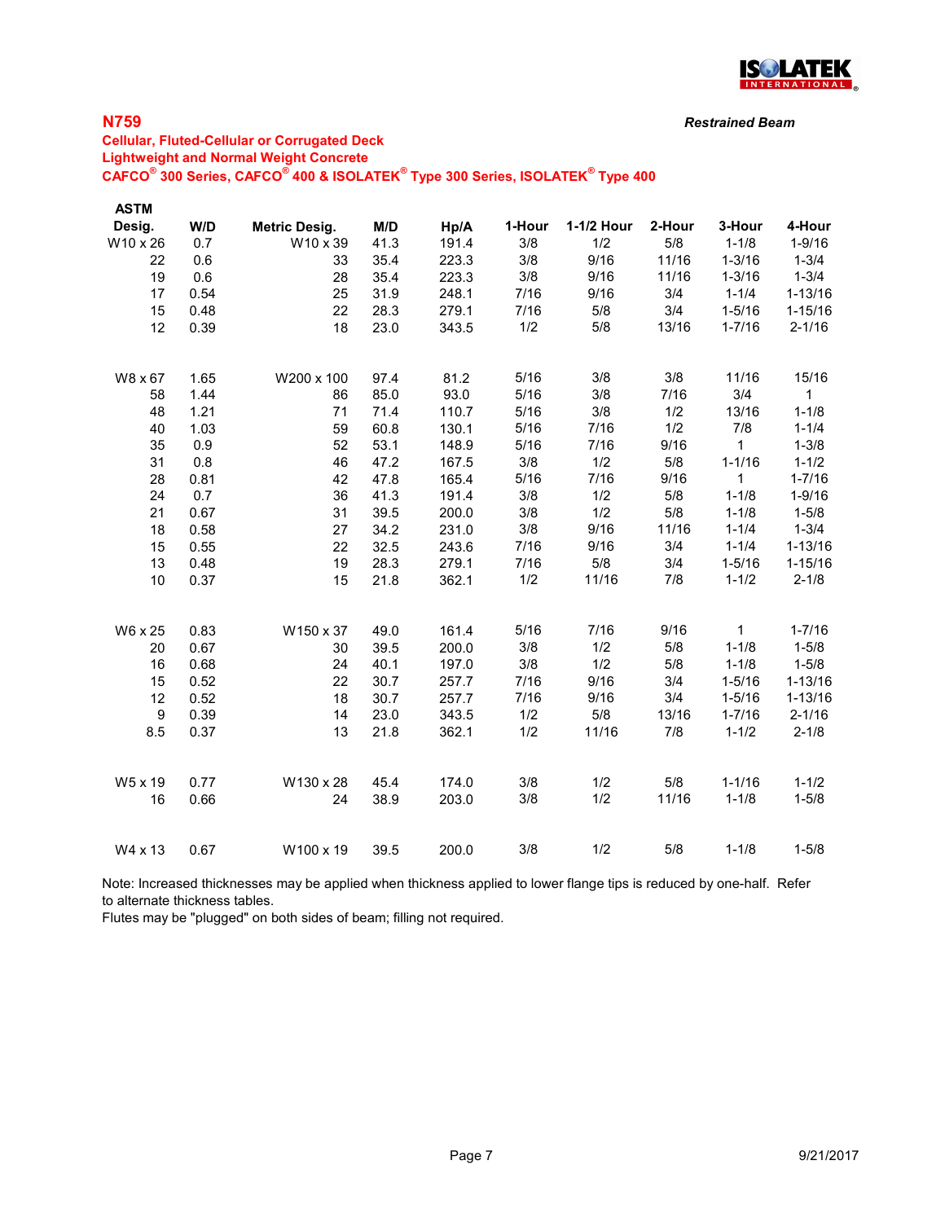## N759

*Restrained Beam*

**Cellular, Fluted-Cellular or Corrugated Deck**
**Lightweight and Normal Weight Concrete**
**CAFCO® 300 Series, CAFCO® 400 & ISOLATEK® Type 300 Series, ISOLATEK® Type 400**

| ASTM Desig. | W/D | Metric Desig. | M/D | Hp/A | 1-Hour | 1-1/2 Hour | 2-Hour | 3-Hour | 4-Hour |
|---|---|---|---|---|---|---|---|---|---|
| W10 x 26 | 0.7 | W10 x 39 | 41.3 | 191.4 | 3/8 | 1/2 | 5/8 | 1-1/8 | 1-9/16 |
| 22 | 0.6 | 33 | 35.4 | 223.3 | 3/8 | 9/16 | 11/16 | 1-3/16 | 1-3/4 |
| 19 | 0.6 | 28 | 35.4 | 223.3 | 3/8 | 9/16 | 11/16 | 1-3/16 | 1-3/4 |
| 17 | 0.54 | 25 | 31.9 | 248.1 | 7/16 | 9/16 | 3/4 | 1-1/4 | 1-13/16 |
| 15 | 0.48 | 22 | 28.3 | 279.1 | 7/16 | 5/8 | 3/4 | 1-5/16 | 1-15/16 |
| 12 | 0.39 | 18 | 23.0 | 343.5 | 1/2 | 5/8 | 13/16 | 1-7/16 | 2-1/16 |
| | | | | | | | | | |
| W8 x 67 | 1.65 | W200 x 100 | 97.4 | 81.2 | 5/16 | 3/8 | 3/8 | 11/16 | 15/16 |
| 58 | 1.44 | 86 | 85.0 | 93.0 | 5/16 | 3/8 | 7/16 | 3/4 | 1 |
| 48 | 1.21 | 71 | 71.4 | 110.7 | 5/16 | 3/8 | 1/2 | 13/16 | 1-1/8 |
| 40 | 1.03 | 59 | 60.8 | 130.1 | 5/16 | 7/16 | 1/2 | 7/8 | 1-1/4 |
| 35 | 0.9 | 52 | 53.1 | 148.9 | 5/16 | 7/16 | 9/16 | 1 | 1-3/8 |
| 31 | 0.8 | 46 | 47.2 | 167.5 | 3/8 | 1/2 | 5/8 | 1-1/16 | 1-1/2 |
| 28 | 0.81 | 42 | 47.8 | 165.4 | 5/16 | 7/16 | 9/16 | 1 | 1-7/16 |
| 24 | 0.7 | 36 | 41.3 | 191.4 | 3/8 | 1/2 | 5/8 | 1-1/8 | 1-9/16 |
| 21 | 0.67 | 31 | 39.5 | 200.0 | 3/8 | 1/2 | 5/8 | 1-1/8 | 1-5/8 |
| 18 | 0.58 | 27 | 34.2 | 231.0 | 3/8 | 9/16 | 11/16 | 1-1/4 | 1-3/4 |
| 15 | 0.55 | 22 | 32.5 | 243.6 | 7/16 | 9/16 | 3/4 | 1-1/4 | 1-13/16 |
| 13 | 0.48 | 19 | 28.3 | 279.1 | 7/16 | 5/8 | 3/4 | 1-5/16 | 1-15/16 |
| 10 | 0.37 | 15 | 21.8 | 362.1 | 1/2 | 11/16 | 7/8 | 1-1/2 | 2-1/8 |
| | | | | | | | | | |
| W6 x 25 | 0.83 | W150 x 37 | 49.0 | 161.4 | 5/16 | 7/16 | 9/16 | 1 | 1-7/16 |
| 20 | 0.67 | 30 | 39.5 | 200.0 | 3/8 | 1/2 | 5/8 | 1-1/8 | 1-5/8 |
| 16 | 0.68 | 24 | 40.1 | 197.0 | 3/8 | 1/2 | 5/8 | 1-1/8 | 1-5/8 |
| 15 | 0.52 | 22 | 30.7 | 257.7 | 7/16 | 9/16 | 3/4 | 1-5/16 | 1-13/16 |
| 12 | 0.52 | 18 | 30.7 | 257.7 | 7/16 | 9/16 | 3/4 | 1-5/16 | 1-13/16 |
| 9 | 0.39 | 14 | 23.0 | 343.5 | 1/2 | 5/8 | 13/16 | 1-7/16 | 2-1/16 |
| 8.5 | 0.37 | 13 | 21.8 | 362.1 | 1/2 | 11/16 | 7/8 | 1-1/2 | 2-1/8 |
| | | | | | | | | | |
| W5 x 19 | 0.77 | W130 x 28 | 45.4 | 174.0 | 3/8 | 1/2 | 5/8 | 1-1/16 | 1-1/2 |
| 16 | 0.66 | 24 | 38.9 | 203.0 | 3/8 | 1/2 | 11/16 | 1-1/8 | 1-5/8 |
| | | | | | | | | | |
| W4 x 13 | 0.67 | W100 x 19 | 39.5 | 200.0 | 3/8 | 1/2 | 5/8 | 1-1/8 | 1-5/8 |

Note: Increased thicknesses may be applied when thickness applied to lower flange tips is reduced by one-half. Refer to alternate thickness tables.
Flutes may be "plugged" on both sides of beam; filling not required.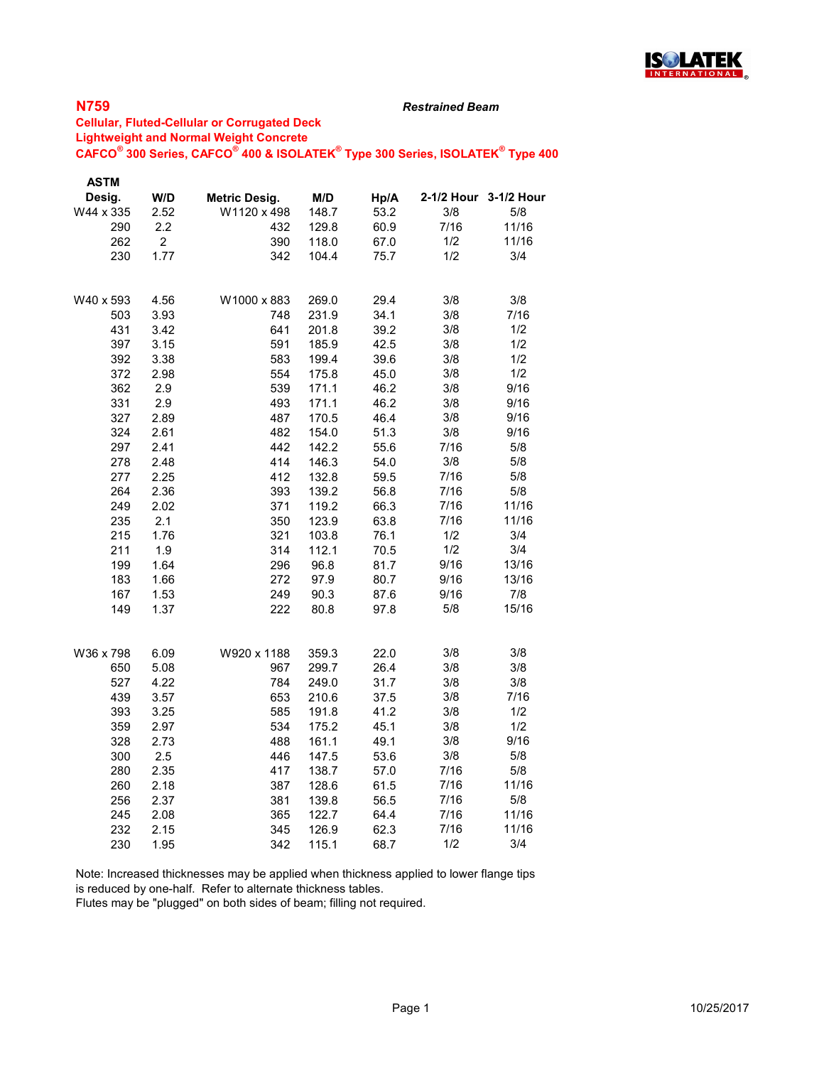## N759

***Restrained Beam***

**Cellular, Fluted-Cellular or Corrugated Deck**
**Lightweight and Normal Weight Concrete**
**CAFCO® 300 Series, CAFCO® 400 & ISOLATEK® Type 300 Series, ISOLATEK® Type 400**

| ASTM Desig. | W/D | Metric Desig. | M/D | Hp/A | 2-1/2 Hour | 3-1/2 Hour |
|---|---|---|---|---|---|---|
| W44 x 335 | 2.52 | W1120 x 498 | 148.7 | 53.2 | 3/8 | 5/8 |
| 290 | 2.2 | 432 | 129.8 | 60.9 | 7/16 | 11/16 |
| 262 | 2 | 390 | 118.0 | 67.0 | 1/2 | 11/16 |
| 230 | 1.77 | 342 | 104.4 | 75.7 | 1/2 | 3/4 |
| | | | | | | |
| W40 x 593 | 4.56 | W1000 x 883 | 269.0 | 29.4 | 3/8 | 3/8 |
| 503 | 3.93 | 748 | 231.9 | 34.1 | 3/8 | 7/16 |
| 431 | 3.42 | 641 | 201.8 | 39.2 | 3/8 | 1/2 |
| 397 | 3.15 | 591 | 185.9 | 42.5 | 3/8 | 1/2 |
| 392 | 3.38 | 583 | 199.4 | 39.6 | 3/8 | 1/2 |
| 372 | 2.98 | 554 | 175.8 | 45.0 | 3/8 | 1/2 |
| 362 | 2.9 | 539 | 171.1 | 46.2 | 3/8 | 9/16 |
| 331 | 2.9 | 493 | 171.1 | 46.2 | 3/8 | 9/16 |
| 327 | 2.89 | 487 | 170.5 | 46.4 | 3/8 | 9/16 |
| 324 | 2.61 | 482 | 154.0 | 51.3 | 3/8 | 9/16 |
| 297 | 2.41 | 442 | 142.2 | 55.6 | 7/16 | 5/8 |
| 278 | 2.48 | 414 | 146.3 | 54.0 | 3/8 | 5/8 |
| 277 | 2.25 | 412 | 132.8 | 59.5 | 7/16 | 5/8 |
| 264 | 2.36 | 393 | 139.2 | 56.8 | 7/16 | 5/8 |
| 249 | 2.02 | 371 | 119.2 | 66.3 | 7/16 | 11/16 |
| 235 | 2.1 | 350 | 123.9 | 63.8 | 7/16 | 11/16 |
| 215 | 1.76 | 321 | 103.8 | 76.1 | 1/2 | 3/4 |
| 211 | 1.9 | 314 | 112.1 | 70.5 | 1/2 | 3/4 |
| 199 | 1.64 | 296 | 96.8 | 81.7 | 9/16 | 13/16 |
| 183 | 1.66 | 272 | 97.9 | 80.7 | 9/16 | 13/16 |
| 167 | 1.53 | 249 | 90.3 | 87.6 | 9/16 | 7/8 |
| 149 | 1.37 | 222 | 80.8 | 97.8 | 5/8 | 15/16 |
| | | | | | | |
| W36 x 798 | 6.09 | W920 x 1188 | 359.3 | 22.0 | 3/8 | 3/8 |
| 650 | 5.08 | 967 | 299.7 | 26.4 | 3/8 | 3/8 |
| 527 | 4.22 | 784 | 249.0 | 31.7 | 3/8 | 3/8 |
| 439 | 3.57 | 653 | 210.6 | 37.5 | 3/8 | 7/16 |
| 393 | 3.25 | 585 | 191.8 | 41.2 | 3/8 | 1/2 |
| 359 | 2.97 | 534 | 175.2 | 45.1 | 3/8 | 1/2 |
| 328 | 2.73 | 488 | 161.1 | 49.1 | 3/8 | 9/16 |
| 300 | 2.5 | 446 | 147.5 | 53.6 | 3/8 | 5/8 |
| 280 | 2.35 | 417 | 138.7 | 57.0 | 7/16 | 5/8 |
| 260 | 2.18 | 387 | 128.6 | 61.5 | 7/16 | 11/16 |
| 256 | 2.37 | 381 | 139.8 | 56.5 | 7/16 | 5/8 |
| 245 | 2.08 | 365 | 122.7 | 64.4 | 7/16 | 11/16 |
| 232 | 2.15 | 345 | 126.9 | 62.3 | 7/16 | 11/16 |
| 230 | 1.95 | 342 | 115.1 | 68.7 | 1/2 | 3/4 |

Note: Increased thicknesses may be applied when thickness applied to lower flange tips is reduced by one-half. Refer to alternate thickness tables.
Flutes may be "plugged" on both sides of beam; filling not required.

10/25/2017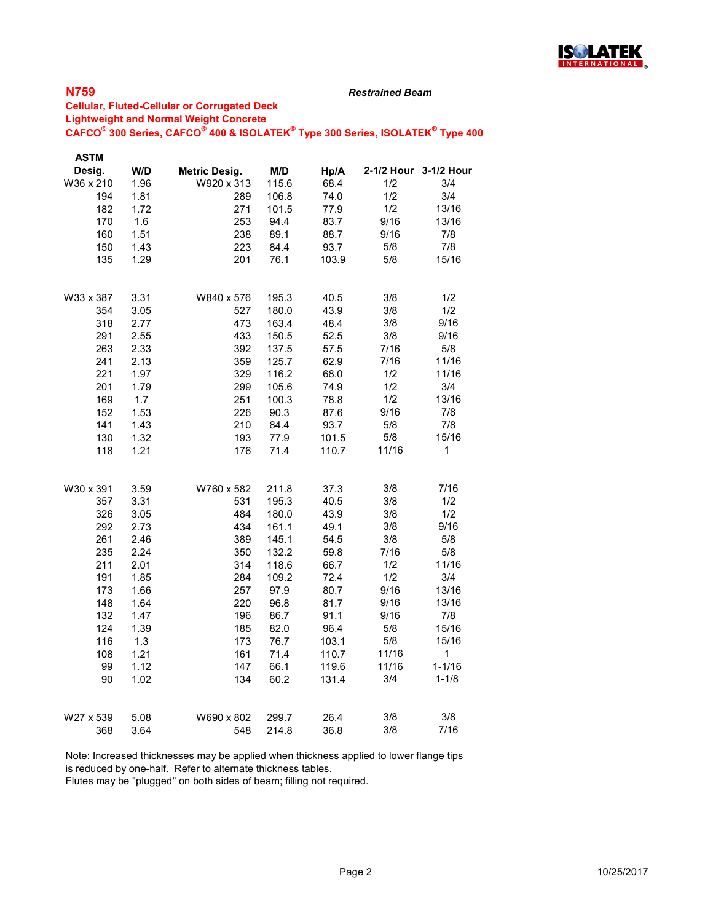**N759**

***Restrained Beam***

**Cellular, Fluted-Cellular or Corrugated Deck**
**Lightweight and Normal Weight Concrete**
**CAFCO® 300 Series, CAFCO® 400 & ISOLATEK® Type 300 Series, ISOLATEK® Type 400**

| ASTM Desig. | W/D | Metric Desig. | M/D | Hp/A | 2-1/2 Hour | 3-1/2 Hour |
|---|---|---|---|---|---|---|
| W36 x 210 | 1.96 | W920 x 313 | 115.6 | 68.4 | 1/2 | 3/4 |
| 194 | 1.81 | 289 | 106.8 | 74.0 | 1/2 | 3/4 |
| 182 | 1.72 | 271 | 101.5 | 77.9 | 1/2 | 13/16 |
| 170 | 1.6 | 253 | 94.4 | 83.7 | 9/16 | 13/16 |
| 160 | 1.51 | 238 | 89.1 | 88.7 | 9/16 | 7/8 |
| 150 | 1.43 | 223 | 84.4 | 93.7 | 5/8 | 7/8 |
| 135 | 1.29 | 201 | 76.1 | 103.9 | 5/8 | 15/16 |
| | | | | | | |
| W33 x 387 | 3.31 | W840 x 576 | 195.3 | 40.5 | 3/8 | 1/2 |
| 354 | 3.05 | 527 | 180.0 | 43.9 | 3/8 | 1/2 |
| 318 | 2.77 | 473 | 163.4 | 48.4 | 3/8 | 9/16 |
| 291 | 2.55 | 433 | 150.5 | 52.5 | 3/8 | 9/16 |
| 263 | 2.33 | 392 | 137.5 | 57.5 | 7/16 | 5/8 |
| 241 | 2.13 | 359 | 125.7 | 62.9 | 7/16 | 11/16 |
| 221 | 1.97 | 329 | 116.2 | 68.0 | 1/2 | 11/16 |
| 201 | 1.79 | 299 | 105.6 | 74.9 | 1/2 | 3/4 |
| 169 | 1.7 | 251 | 100.3 | 78.8 | 1/2 | 13/16 |
| 152 | 1.53 | 226 | 90.3 | 87.6 | 9/16 | 7/8 |
| 141 | 1.43 | 210 | 84.4 | 93.7 | 5/8 | 7/8 |
| 130 | 1.32 | 193 | 77.9 | 101.5 | 5/8 | 15/16 |
| 118 | 1.21 | 176 | 71.4 | 110.7 | 11/16 | 1 |
| | | | | | | |
| W30 x 391 | 3.59 | W760 x 582 | 211.8 | 37.3 | 3/8 | 7/16 |
| 357 | 3.31 | 531 | 195.3 | 40.5 | 3/8 | 1/2 |
| 326 | 3.05 | 484 | 180.0 | 43.9 | 3/8 | 1/2 |
| 292 | 2.73 | 434 | 161.1 | 49.1 | 3/8 | 9/16 |
| 261 | 2.46 | 389 | 145.1 | 54.5 | 3/8 | 5/8 |
| 235 | 2.24 | 350 | 132.2 | 59.8 | 7/16 | 5/8 |
| 211 | 2.01 | 314 | 118.6 | 66.7 | 1/2 | 11/16 |
| 191 | 1.85 | 284 | 109.2 | 72.4 | 1/2 | 3/4 |
| 173 | 1.66 | 257 | 97.9 | 80.7 | 9/16 | 13/16 |
| 148 | 1.64 | 220 | 96.8 | 81.7 | 9/16 | 13/16 |
| 132 | 1.47 | 196 | 86.7 | 91.1 | 9/16 | 7/8 |
| 124 | 1.39 | 185 | 82.0 | 96.4 | 5/8 | 15/16 |
| 116 | 1.3 | 173 | 76.7 | 103.1 | 5/8 | 15/16 |
| 108 | 1.21 | 161 | 71.4 | 110.7 | 11/16 | 1 |
| 99 | 1.12 | 147 | 66.1 | 119.6 | 11/16 | 1-1/16 |
| 90 | 1.02 | 134 | 60.2 | 131.4 | 3/4 | 1-1/8 |
| | | | | | | |
| W27 x 539 | 5.08 | W690 x 802 | 299.7 | 26.4 | 3/8 | 3/8 |
| 368 | 3.64 | 548 | 214.8 | 36.8 | 3/8 | 7/16 |

Note: Increased thicknesses may be applied when thickness applied to lower flange tips is reduced by one-half. Refer to alternate thickness tables.
Flutes may be "plugged" on both sides of beam; filling not required.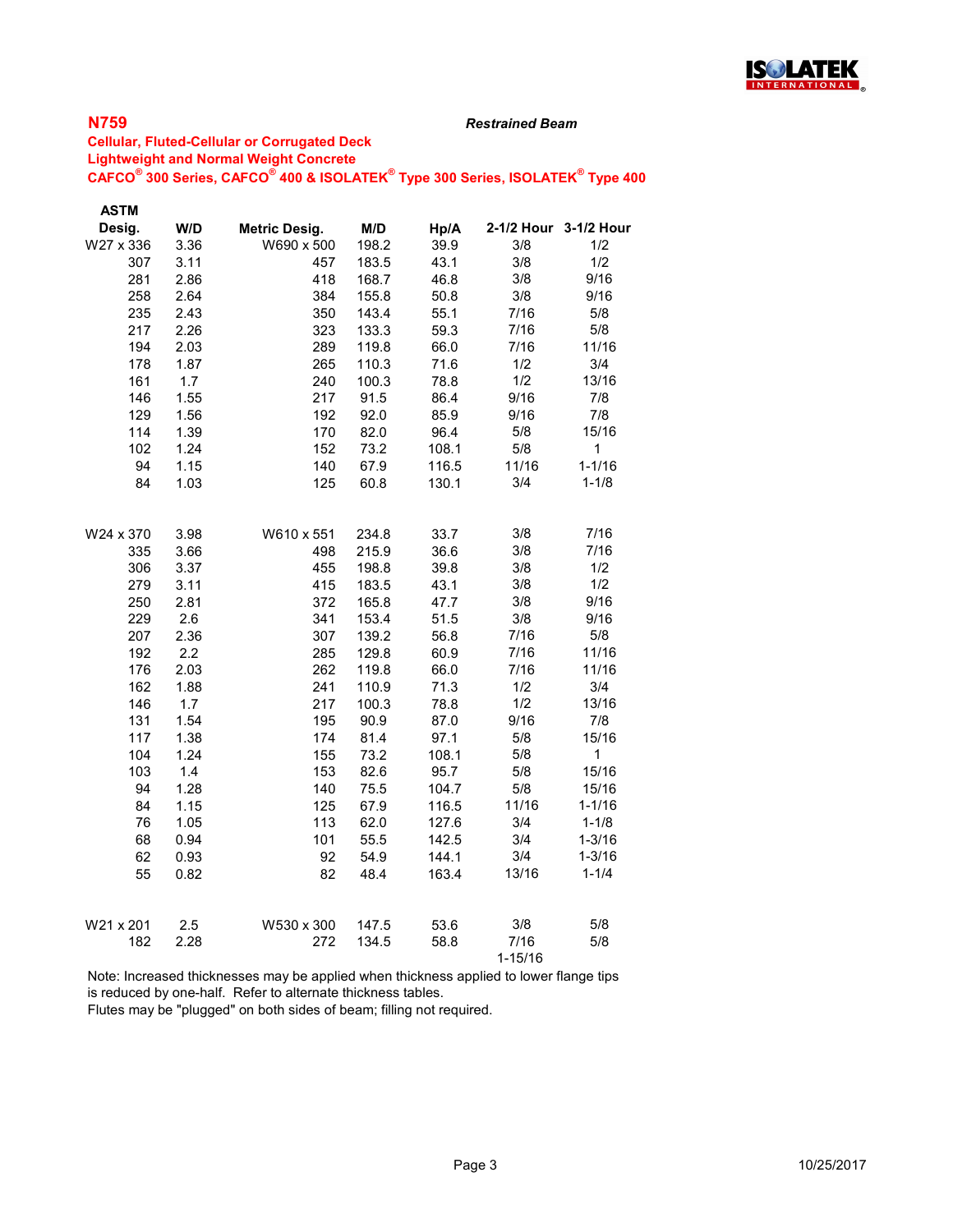## N759

***Restrained Beam***

**Cellular, Fluted-Cellular or Corrugated Deck**
**Lightweight and Normal Weight Concrete**
**CAFCO® 300 Series, CAFCO® 400 & ISOLATEK® Type 300 Series, ISOLATEK® Type 400**

| ASTM Desig. | W/D | Metric Desig. | M/D | Hp/A | 2-1/2 Hour | 3-1/2 Hour |
|---|---|---|---|---|---|---|
| W27 x 336 | 3.36 | W690 x 500 | 198.2 | 39.9 | 3/8 | 1/2 |
| 307 | 3.11 | 457 | 183.5 | 43.1 | 3/8 | 1/2 |
| 281 | 2.86 | 418 | 168.7 | 46.8 | 3/8 | 9/16 |
| 258 | 2.64 | 384 | 155.8 | 50.8 | 3/8 | 9/16 |
| 235 | 2.43 | 350 | 143.4 | 55.1 | 7/16 | 5/8 |
| 217 | 2.26 | 323 | 133.3 | 59.3 | 7/16 | 5/8 |
| 194 | 2.03 | 289 | 119.8 | 66.0 | 7/16 | 11/16 |
| 178 | 1.87 | 265 | 110.3 | 71.6 | 1/2 | 3/4 |
| 161 | 1.7 | 240 | 100.3 | 78.8 | 1/2 | 13/16 |
| 146 | 1.55 | 217 | 91.5 | 86.4 | 9/16 | 7/8 |
| 129 | 1.56 | 192 | 92.0 | 85.9 | 9/16 | 7/8 |
| 114 | 1.39 | 170 | 82.0 | 96.4 | 5/8 | 15/16 |
| 102 | 1.24 | 152 | 73.2 | 108.1 | 5/8 | 1 |
| 94 | 1.15 | 140 | 67.9 | 116.5 | 11/16 | 1-1/16 |
| 84 | 1.03 | 125 | 60.8 | 130.1 | 3/4 | 1-1/8 |
| | | | | | | |
| W24 x 370 | 3.98 | W610 x 551 | 234.8 | 33.7 | 3/8 | 7/16 |
| 335 | 3.66 | 498 | 215.9 | 36.6 | 3/8 | 7/16 |
| 306 | 3.37 | 455 | 198.8 | 39.8 | 3/8 | 1/2 |
| 279 | 3.11 | 415 | 183.5 | 43.1 | 3/8 | 1/2 |
| 250 | 2.81 | 372 | 165.8 | 47.7 | 3/8 | 9/16 |
| 229 | 2.6 | 341 | 153.4 | 51.5 | 3/8 | 9/16 |
| 207 | 2.36 | 307 | 139.2 | 56.8 | 7/16 | 5/8 |
| 192 | 2.2 | 285 | 129.8 | 60.9 | 7/16 | 11/16 |
| 176 | 2.03 | 262 | 119.8 | 66.0 | 7/16 | 11/16 |
| 162 | 1.88 | 241 | 110.9 | 71.3 | 1/2 | 3/4 |
| 146 | 1.7 | 217 | 100.3 | 78.8 | 1/2 | 13/16 |
| 131 | 1.54 | 195 | 90.9 | 87.0 | 9/16 | 7/8 |
| 117 | 1.38 | 174 | 81.4 | 97.1 | 5/8 | 15/16 |
| 104 | 1.24 | 155 | 73.2 | 108.1 | 5/8 | 1 |
| 103 | 1.4 | 153 | 82.6 | 95.7 | 5/8 | 15/16 |
| 94 | 1.28 | 140 | 75.5 | 104.7 | 5/8 | 15/16 |
| 84 | 1.15 | 125 | 67.9 | 116.5 | 11/16 | 1-1/16 |
| 76 | 1.05 | 113 | 62.0 | 127.6 | 3/4 | 1-1/8 |
| 68 | 0.94 | 101 | 55.5 | 142.5 | 3/4 | 1-3/16 |
| 62 | 0.93 | 92 | 54.9 | 144.1 | 3/4 | 1-3/16 |
| 55 | 0.82 | 82 | 48.4 | 163.4 | 13/16 | 1-1/4 |
| | | | | | | |
| W21 x 201 | 2.5 | W530 x 300 | 147.5 | 53.6 | 3/8 | 5/8 |
| 182 | 2.28 | 272 | 134.5 | 58.8 | 7/16 | 5/8 |
| | | | | | 1-15/16 | |

Note: Increased thicknesses may be applied when thickness applied to lower flange tips is reduced by one-half. Refer to alternate thickness tables.
Flutes may be "plugged" on both sides of beam; filling not required.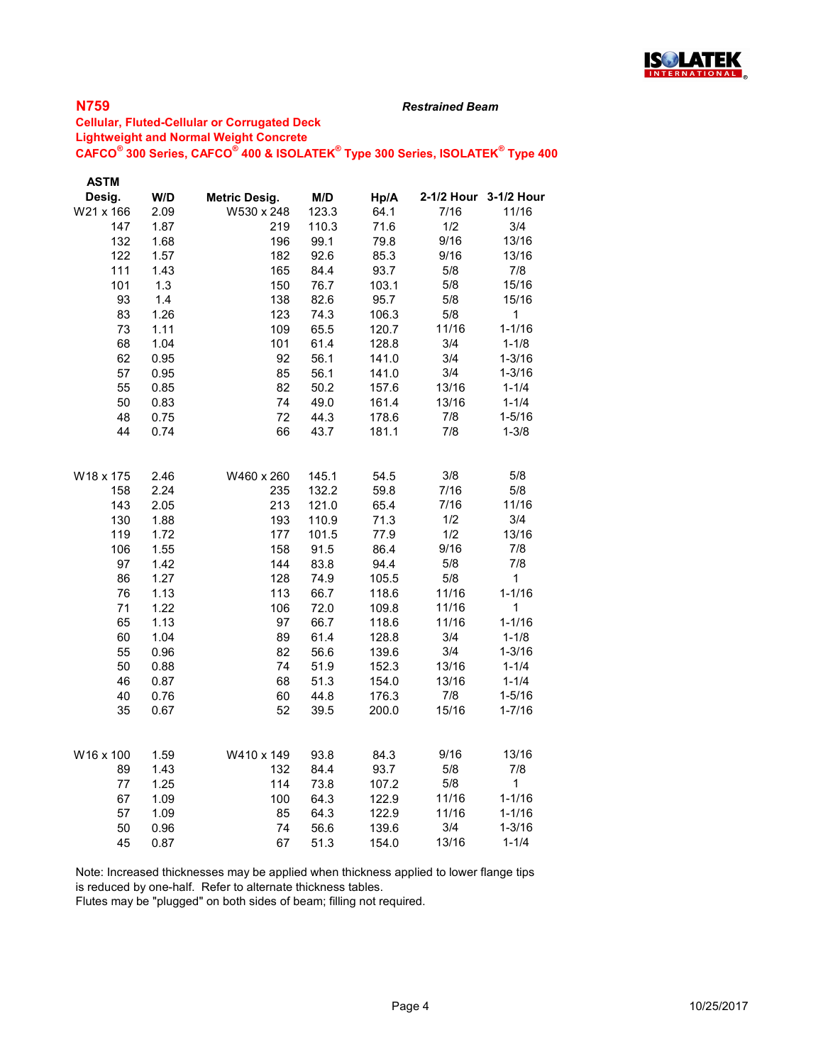## N759

*Restrained Beam*

**Cellular, Fluted-Cellular or Corrugated Deck**
**Lightweight and Normal Weight Concrete**
**CAFCO® 300 Series, CAFCO® 400 & ISOLATEK® Type 300 Series, ISOLATEK® Type 400**

| ASTM Desig. | W/D | Metric Desig. | M/D | Hp/A | 2-1/2 Hour | 3-1/2 Hour |
|---|---|---|---|---|---|---|
| W21 x 166 | 2.09 | W530 x 248 | 123.3 | 64.1 | 7/16 | 11/16 |
| 147 | 1.87 | 219 | 110.3 | 71.6 | 1/2 | 3/4 |
| 132 | 1.68 | 196 | 99.1 | 79.8 | 9/16 | 13/16 |
| 122 | 1.57 | 182 | 92.6 | 85.3 | 9/16 | 13/16 |
| 111 | 1.43 | 165 | 84.4 | 93.7 | 5/8 | 7/8 |
| 101 | 1.3 | 150 | 76.7 | 103.1 | 5/8 | 15/16 |
| 93 | 1.4 | 138 | 82.6 | 95.7 | 5/8 | 15/16 |
| 83 | 1.26 | 123 | 74.3 | 106.3 | 5/8 | 1 |
| 73 | 1.11 | 109 | 65.5 | 120.7 | 11/16 | 1-1/16 |
| 68 | 1.04 | 101 | 61.4 | 128.8 | 3/4 | 1-1/8 |
| 62 | 0.95 | 92 | 56.1 | 141.0 | 3/4 | 1-3/16 |
| 57 | 0.95 | 85 | 56.1 | 141.0 | 3/4 | 1-3/16 |
| 55 | 0.85 | 82 | 50.2 | 157.6 | 13/16 | 1-1/4 |
| 50 | 0.83 | 74 | 49.0 | 161.4 | 13/16 | 1-1/4 |
| 48 | 0.75 | 72 | 44.3 | 178.6 | 7/8 | 1-5/16 |
| 44 | 0.74 | 66 | 43.7 | 181.1 | 7/8 | 1-3/8 |
| | | | | | | |
| W18 x 175 | 2.46 | W460 x 260 | 145.1 | 54.5 | 3/8 | 5/8 |
| 158 | 2.24 | 235 | 132.2 | 59.8 | 7/16 | 5/8 |
| 143 | 2.05 | 213 | 121.0 | 65.4 | 7/16 | 11/16 |
| 130 | 1.88 | 193 | 110.9 | 71.3 | 1/2 | 3/4 |
| 119 | 1.72 | 177 | 101.5 | 77.9 | 1/2 | 13/16 |
| 106 | 1.55 | 158 | 91.5 | 86.4 | 9/16 | 7/8 |
| 97 | 1.42 | 144 | 83.8 | 94.4 | 5/8 | 7/8 |
| 86 | 1.27 | 128 | 74.9 | 105.5 | 5/8 | 1 |
| 76 | 1.13 | 113 | 66.7 | 118.6 | 11/16 | 1-1/16 |
| 71 | 1.22 | 106 | 72.0 | 109.8 | 11/16 | 1 |
| 65 | 1.13 | 97 | 66.7 | 118.6 | 11/16 | 1-1/16 |
| 60 | 1.04 | 89 | 61.4 | 128.8 | 3/4 | 1-1/8 |
| 55 | 0.96 | 82 | 56.6 | 139.6 | 3/4 | 1-3/16 |
| 50 | 0.88 | 74 | 51.9 | 152.3 | 13/16 | 1-1/4 |
| 46 | 0.87 | 68 | 51.3 | 154.0 | 13/16 | 1-1/4 |
| 40 | 0.76 | 60 | 44.8 | 176.3 | 7/8 | 1-5/16 |
| 35 | 0.67 | 52 | 39.5 | 200.0 | 15/16 | 1-7/16 |
| | | | | | | |
| W16 x 100 | 1.59 | W410 x 149 | 93.8 | 84.3 | 9/16 | 13/16 |
| 89 | 1.43 | 132 | 84.4 | 93.7 | 5/8 | 7/8 |
| 77 | 1.25 | 114 | 73.8 | 107.2 | 5/8 | 1 |
| 67 | 1.09 | 100 | 64.3 | 122.9 | 11/16 | 1-1/16 |
| 57 | 1.09 | 85 | 64.3 | 122.9 | 11/16 | 1-1/16 |
| 50 | 0.96 | 74 | 56.6 | 139.6 | 3/4 | 1-3/16 |
| 45 | 0.87 | 67 | 51.3 | 154.0 | 13/16 | 1-1/4 |

Note: Increased thicknesses may be applied when thickness applied to lower flange tips is reduced by one-half. Refer to alternate thickness tables.
Flutes may be "plugged" on both sides of beam; filling not required.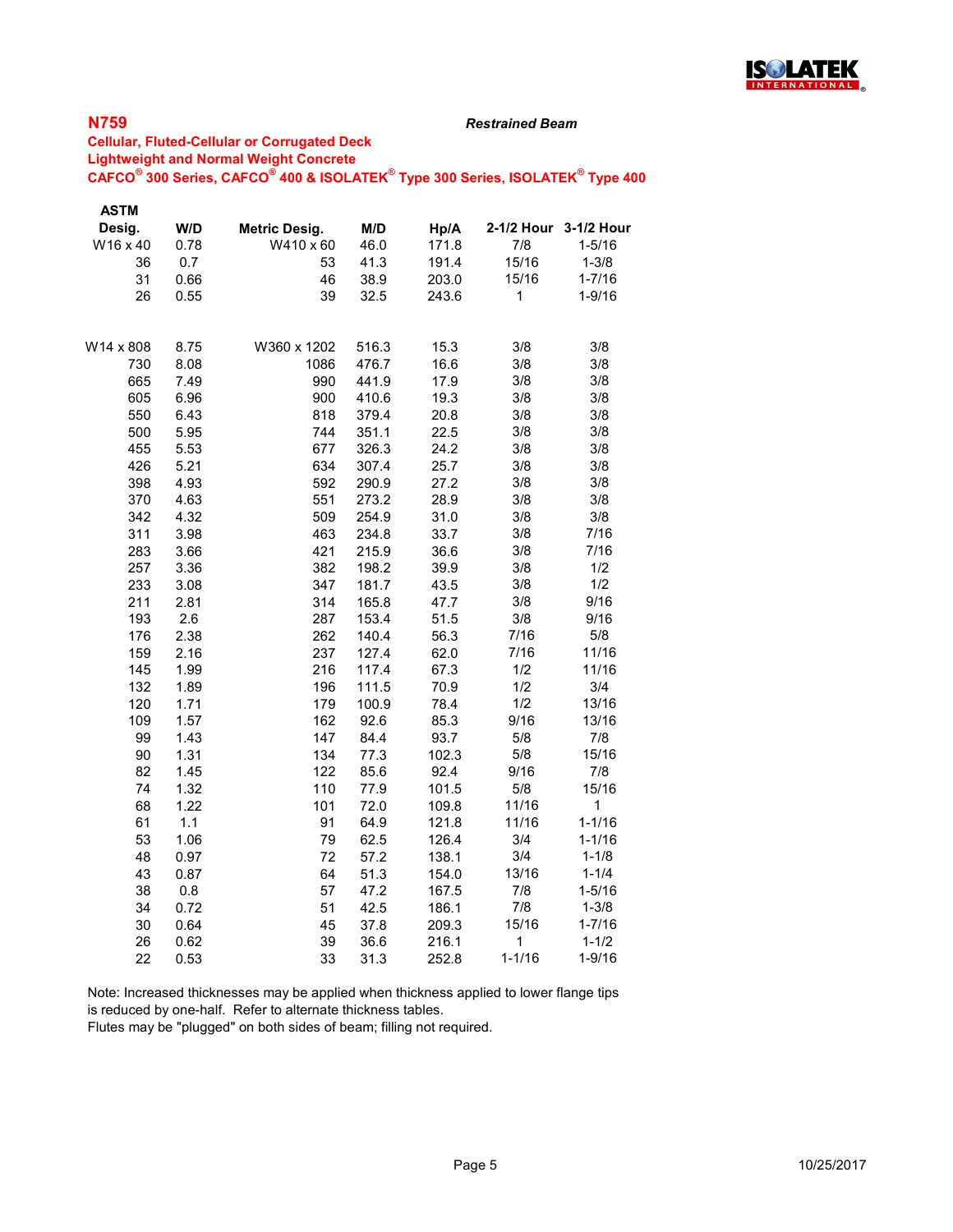**N759**

***Restrained Beam***

**Cellular, Fluted-Cellular or Corrugated Deck**
**Lightweight and Normal Weight Concrete**
**CAFCO® 300 Series, CAFCO® 400 & ISOLATEK® Type 300 Series, ISOLATEK® Type 400**

| ASTM Desig. | W/D | Metric Desig. | M/D | Hp/A | 2-1/2 Hour | 3-1/2 Hour |
|---|---|---|---|---|---|---|
| W16 x 40 | 0.78 | W410 x 60 | 46.0 | 171.8 | 7/8 | 1-5/16 |
| 36 | 0.7 | 53 | 41.3 | 191.4 | 15/16 | 1-3/8 |
| 31 | 0.66 | 46 | 38.9 | 203.0 | 15/16 | 1-7/16 |
| 26 | 0.55 | 39 | 32.5 | 243.6 | 1 | 1-9/16 |
| | | | | | | |
| W14 x 808 | 8.75 | W360 x 1202 | 516.3 | 15.3 | 3/8 | 3/8 |
| 730 | 8.08 | 1086 | 476.7 | 16.6 | 3/8 | 3/8 |
| 665 | 7.49 | 990 | 441.9 | 17.9 | 3/8 | 3/8 |
| 605 | 6.96 | 900 | 410.6 | 19.3 | 3/8 | 3/8 |
| 550 | 6.43 | 818 | 379.4 | 20.8 | 3/8 | 3/8 |
| 500 | 5.95 | 744 | 351.1 | 22.5 | 3/8 | 3/8 |
| 455 | 5.53 | 677 | 326.3 | 24.2 | 3/8 | 3/8 |
| 426 | 5.21 | 634 | 307.4 | 25.7 | 3/8 | 3/8 |
| 398 | 4.93 | 592 | 290.9 | 27.2 | 3/8 | 3/8 |
| 370 | 4.63 | 551 | 273.2 | 28.9 | 3/8 | 3/8 |
| 342 | 4.32 | 509 | 254.9 | 31.0 | 3/8 | 3/8 |
| 311 | 3.98 | 463 | 234.8 | 33.7 | 3/8 | 7/16 |
| 283 | 3.66 | 421 | 215.9 | 36.6 | 3/8 | 7/16 |
| 257 | 3.36 | 382 | 198.2 | 39.9 | 3/8 | 1/2 |
| 233 | 3.08 | 347 | 181.7 | 43.5 | 3/8 | 1/2 |
| 211 | 2.81 | 314 | 165.8 | 47.7 | 3/8 | 9/16 |
| 193 | 2.6 | 287 | 153.4 | 51.5 | 3/8 | 9/16 |
| 176 | 2.38 | 262 | 140.4 | 56.3 | 7/16 | 5/8 |
| 159 | 2.16 | 237 | 127.4 | 62.0 | 7/16 | 11/16 |
| 145 | 1.99 | 216 | 117.4 | 67.3 | 1/2 | 11/16 |
| 132 | 1.89 | 196 | 111.5 | 70.9 | 1/2 | 3/4 |
| 120 | 1.71 | 179 | 100.9 | 78.4 | 1/2 | 13/16 |
| 109 | 1.57 | 162 | 92.6 | 85.3 | 9/16 | 13/16 |
| 99 | 1.43 | 147 | 84.4 | 93.7 | 5/8 | 7/8 |
| 90 | 1.31 | 134 | 77.3 | 102.3 | 5/8 | 15/16 |
| 82 | 1.45 | 122 | 85.6 | 92.4 | 9/16 | 7/8 |
| 74 | 1.32 | 110 | 77.9 | 101.5 | 5/8 | 15/16 |
| 68 | 1.22 | 101 | 72.0 | 109.8 | 11/16 | 1 |
| 61 | 1.1 | 91 | 64.9 | 121.8 | 11/16 | 1-1/16 |
| 53 | 1.06 | 79 | 62.5 | 126.4 | 3/4 | 1-1/16 |
| 48 | 0.97 | 72 | 57.2 | 138.1 | 3/4 | 1-1/8 |
| 43 | 0.87 | 64 | 51.3 | 154.0 | 13/16 | 1-1/4 |
| 38 | 0.8 | 57 | 47.2 | 167.5 | 7/8 | 1-5/16 |
| 34 | 0.72 | 51 | 42.5 | 186.1 | 7/8 | 1-3/8 |
| 30 | 0.64 | 45 | 37.8 | 209.3 | 15/16 | 1-7/16 |
| 26 | 0.62 | 39 | 36.6 | 216.1 | 1 | 1-1/2 |
| 22 | 0.53 | 33 | 31.3 | 252.8 | 1-1/16 | 1-9/16 |

Note: Increased thicknesses may be applied when thickness applied to lower flange tips is reduced by one-half. Refer to alternate thickness tables.
Flutes may be "plugged" on both sides of beam; filling not required.

10/25/2017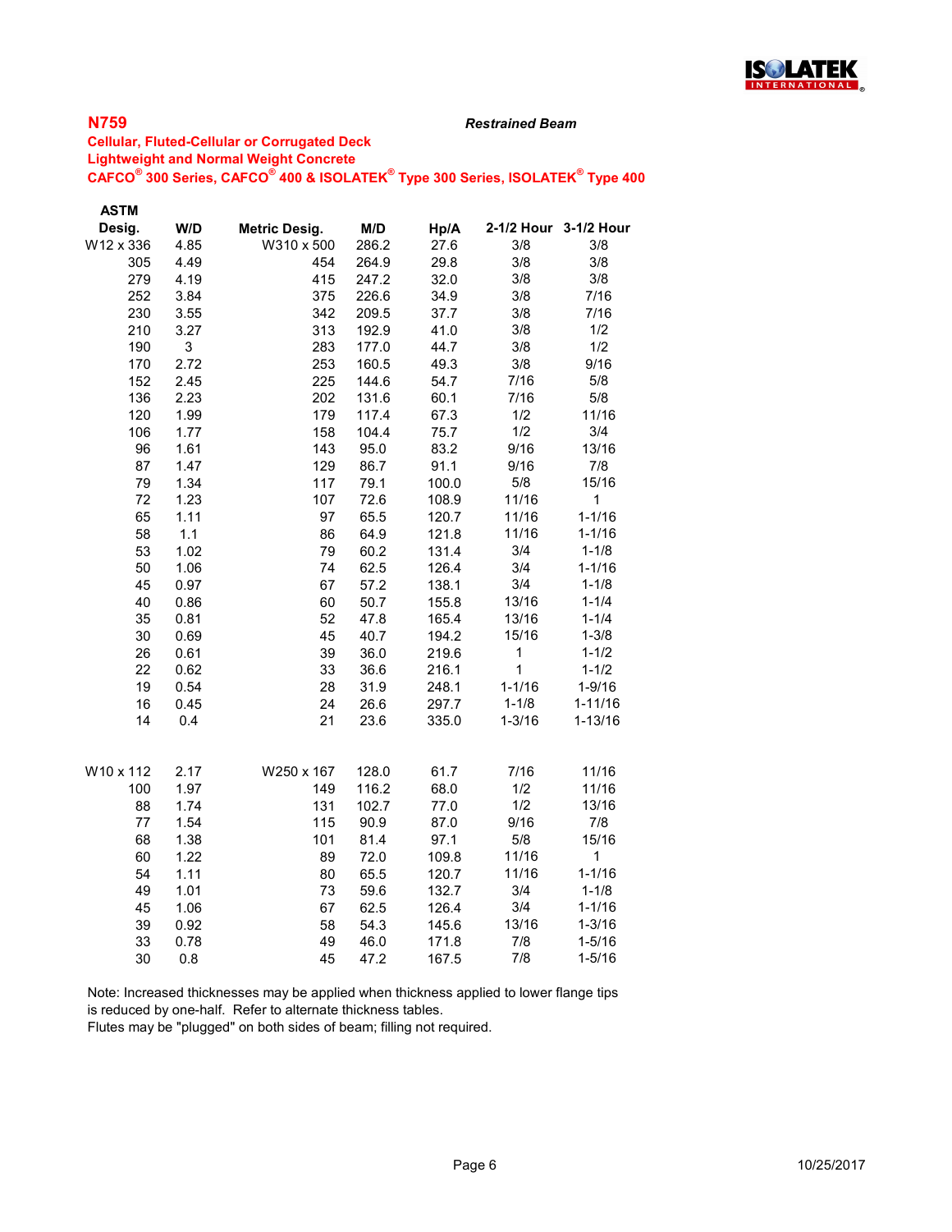**N759** *Restrained Beam*

**Cellular, Fluted-Cellular or Corrugated Deck**
**Lightweight and Normal Weight Concrete**
**CAFCO® 300 Series, CAFCO® 400 & ISOLATEK® Type 300 Series, ISOLATEK® Type 400**

| ASTM Desig. | W/D | Metric Desig. | M/D | Hp/A | 2-1/2 Hour | 3-1/2 Hour |
|---|---|---|---|---|---|---|
| W12 x 336 | 4.85 | W310 x 500 | 286.2 | 27.6 | 3/8 | 3/8 |
| 305 | 4.49 | 454 | 264.9 | 29.8 | 3/8 | 3/8 |
| 279 | 4.19 | 415 | 247.2 | 32.0 | 3/8 | 3/8 |
| 252 | 3.84 | 375 | 226.6 | 34.9 | 3/8 | 7/16 |
| 230 | 3.55 | 342 | 209.5 | 37.7 | 3/8 | 7/16 |
| 210 | 3.27 | 313 | 192.9 | 41.0 | 3/8 | 1/2 |
| 190 | 3 | 283 | 177.0 | 44.7 | 3/8 | 1/2 |
| 170 | 2.72 | 253 | 160.5 | 49.3 | 3/8 | 9/16 |
| 152 | 2.45 | 225 | 144.6 | 54.7 | 7/16 | 5/8 |
| 136 | 2.23 | 202 | 131.6 | 60.1 | 7/16 | 5/8 |
| 120 | 1.99 | 179 | 117.4 | 67.3 | 1/2 | 11/16 |
| 106 | 1.77 | 158 | 104.4 | 75.7 | 1/2 | 3/4 |
| 96 | 1.61 | 143 | 95.0 | 83.2 | 9/16 | 13/16 |
| 87 | 1.47 | 129 | 86.7 | 91.1 | 9/16 | 7/8 |
| 79 | 1.34 | 117 | 79.1 | 100.0 | 5/8 | 15/16 |
| 72 | 1.23 | 107 | 72.6 | 108.9 | 11/16 | 1 |
| 65 | 1.11 | 97 | 65.5 | 120.7 | 11/16 | 1-1/16 |
| 58 | 1.1 | 86 | 64.9 | 121.8 | 11/16 | 1-1/16 |
| 53 | 1.02 | 79 | 60.2 | 131.4 | 3/4 | 1-1/8 |
| 50 | 1.06 | 74 | 62.5 | 126.4 | 3/4 | 1-1/16 |
| 45 | 0.97 | 67 | 57.2 | 138.1 | 3/4 | 1-1/8 |
| 40 | 0.86 | 60 | 50.7 | 155.8 | 13/16 | 1-1/4 |
| 35 | 0.81 | 52 | 47.8 | 165.4 | 13/16 | 1-1/4 |
| 30 | 0.69 | 45 | 40.7 | 194.2 | 15/16 | 1-3/8 |
| 26 | 0.61 | 39 | 36.0 | 219.6 | 1 | 1-1/2 |
| 22 | 0.62 | 33 | 36.6 | 216.1 | 1 | 1-1/2 |
| 19 | 0.54 | 28 | 31.9 | 248.1 | 1-1/16 | 1-9/16 |
| 16 | 0.45 | 24 | 26.6 | 297.7 | 1-1/8 | 1-11/16 |
| 14 | 0.4 | 21 | 23.6 | 335.0 | 1-3/16 | 1-13/16 |
| | | | | | | |
| W10 x 112 | 2.17 | W250 x 167 | 128.0 | 61.7 | 7/16 | 11/16 |
| 100 | 1.97 | 149 | 116.2 | 68.0 | 1/2 | 11/16 |
| 88 | 1.74 | 131 | 102.7 | 77.0 | 1/2 | 13/16 |
| 77 | 1.54 | 115 | 90.9 | 87.0 | 9/16 | 7/8 |
| 68 | 1.38 | 101 | 81.4 | 97.1 | 5/8 | 15/16 |
| 60 | 1.22 | 89 | 72.0 | 109.8 | 11/16 | 1 |
| 54 | 1.11 | 80 | 65.5 | 120.7 | 11/16 | 1-1/16 |
| 49 | 1.01 | 73 | 59.6 | 132.7 | 3/4 | 1-1/8 |
| 45 | 1.06 | 67 | 62.5 | 126.4 | 3/4 | 1-1/16 |
| 39 | 0.92 | 58 | 54.3 | 145.6 | 13/16 | 1-3/16 |
| 33 | 0.78 | 49 | 46.0 | 171.8 | 7/8 | 1-5/16 |
| 30 | 0.8 | 45 | 47.2 | 167.5 | 7/8 | 1-5/16 |

Note: Increased thicknesses may be applied when thickness applied to lower flange tips is reduced by one-half. Refer to alternate thickness tables.
Flutes may be "plugged" on both sides of beam; filling not required.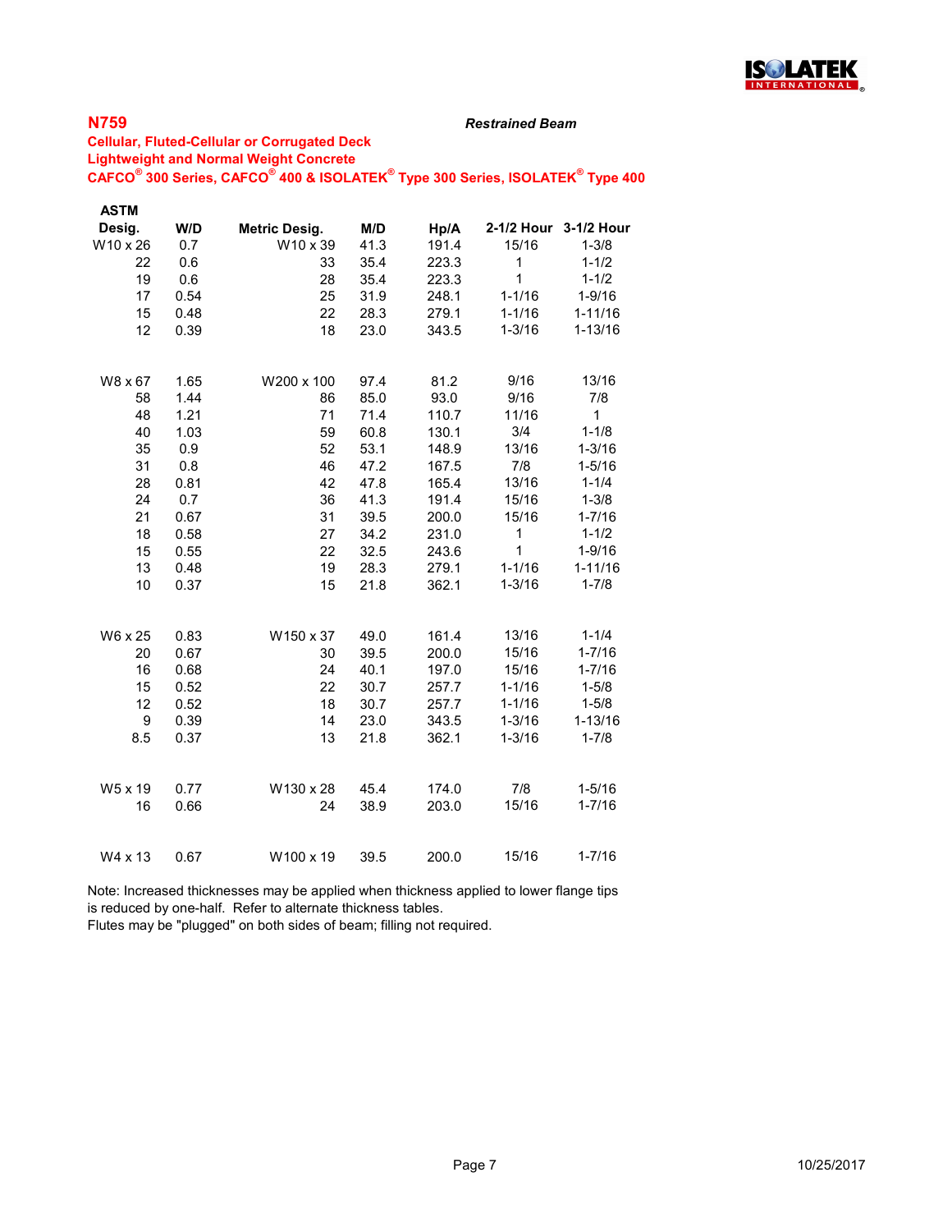## N759

*Restrained Beam*

**Cellular, Fluted-Cellular or Corrugated Deck**
**Lightweight and Normal Weight Concrete**
**CAFCO® 300 Series, CAFCO® 400 & ISOLATEK® Type 300 Series, ISOLATEK® Type 400**

| ASTM Desig. | W/D | Metric Desig. | M/D | Hp/A | 2-1/2 Hour | 3-1/2 Hour |
|---|---|---|---|---|---|---|
| W10 x 26 | 0.7 | W10 x 39 | 41.3 | 191.4 | 15/16 | 1-3/8 |
| 22 | 0.6 | 33 | 35.4 | 223.3 | 1 | 1-1/2 |
| 19 | 0.6 | 28 | 35.4 | 223.3 | 1 | 1-1/2 |
| 17 | 0.54 | 25 | 31.9 | 248.1 | 1-1/16 | 1-9/16 |
| 15 | 0.48 | 22 | 28.3 | 279.1 | 1-1/16 | 1-11/16 |
| 12 | 0.39 | 18 | 23.0 | 343.5 | 1-3/16 | 1-13/16 |
| | | | | | | |
| W8 x 67 | 1.65 | W200 x 100 | 97.4 | 81.2 | 9/16 | 13/16 |
| 58 | 1.44 | 86 | 85.0 | 93.0 | 9/16 | 7/8 |
| 48 | 1.21 | 71 | 71.4 | 110.7 | 11/16 | 1 |
| 40 | 1.03 | 59 | 60.8 | 130.1 | 3/4 | 1-1/8 |
| 35 | 0.9 | 52 | 53.1 | 148.9 | 13/16 | 1-3/16 |
| 31 | 0.8 | 46 | 47.2 | 167.5 | 7/8 | 1-5/16 |
| 28 | 0.81 | 42 | 47.8 | 165.4 | 13/16 | 1-1/4 |
| 24 | 0.7 | 36 | 41.3 | 191.4 | 15/16 | 1-3/8 |
| 21 | 0.67 | 31 | 39.5 | 200.0 | 15/16 | 1-7/16 |
| 18 | 0.58 | 27 | 34.2 | 231.0 | 1 | 1-1/2 |
| 15 | 0.55 | 22 | 32.5 | 243.6 | 1 | 1-9/16 |
| 13 | 0.48 | 19 | 28.3 | 279.1 | 1-1/16 | 1-11/16 |
| 10 | 0.37 | 15 | 21.8 | 362.1 | 1-3/16 | 1-7/8 |
| | | | | | | |
| W6 x 25 | 0.83 | W150 x 37 | 49.0 | 161.4 | 13/16 | 1-1/4 |
| 20 | 0.67 | 30 | 39.5 | 200.0 | 15/16 | 1-7/16 |
| 16 | 0.68 | 24 | 40.1 | 197.0 | 15/16 | 1-7/16 |
| 15 | 0.52 | 22 | 30.7 | 257.7 | 1-1/16 | 1-5/8 |
| 12 | 0.52 | 18 | 30.7 | 257.7 | 1-1/16 | 1-5/8 |
| 9 | 0.39 | 14 | 23.0 | 343.5 | 1-3/16 | 1-13/16 |
| 8.5 | 0.37 | 13 | 21.8 | 362.1 | 1-3/16 | 1-7/8 |
| | | | | | | |
| W5 x 19 | 0.77 | W130 x 28 | 45.4 | 174.0 | 7/8 | 1-5/16 |
| 16 | 0.66 | 24 | 38.9 | 203.0 | 15/16 | 1-7/16 |
| | | | | | | |
| W4 x 13 | 0.67 | W100 x 19 | 39.5 | 200.0 | 15/16 | 1-7/16 |

Note: Increased thicknesses may be applied when thickness applied to lower flange tips is reduced by one-half. Refer to alternate thickness tables.
Flutes may be "plugged" on both sides of beam; filling not required.